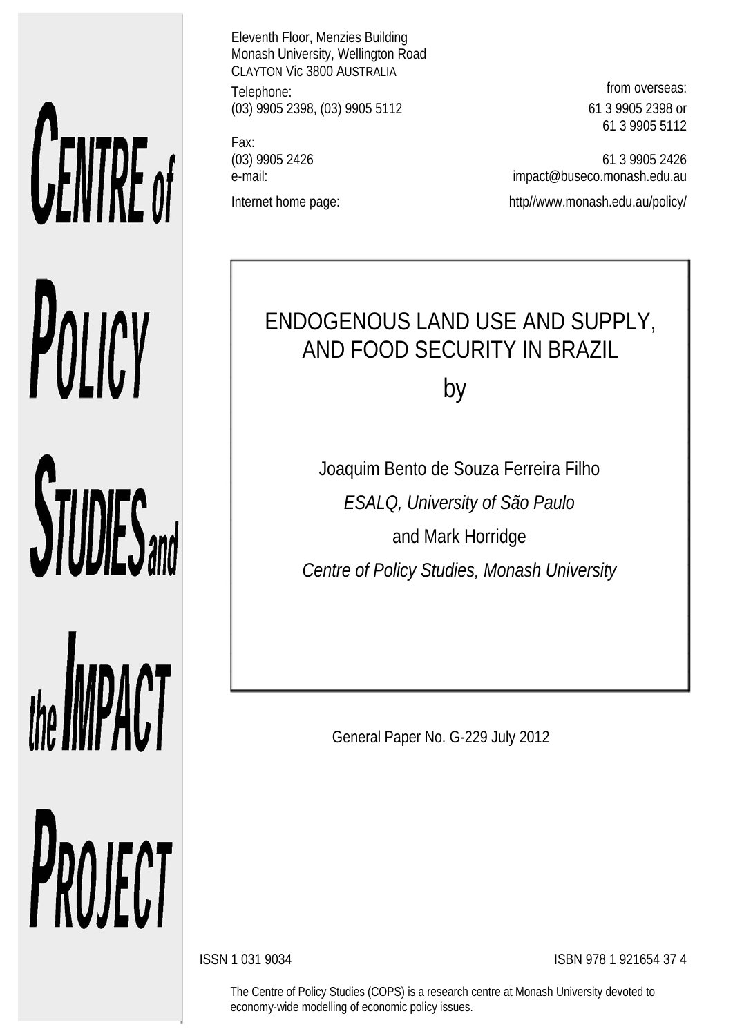**CENTRE of POLICY STUDIES and the IMPACT PROJECT**

Eleventh Floor, Menzies Building
Monash University, Wellington Road
CLAYTON Vic 3800 AUSTRALIA

| | |
|---|---|
| Telephone: | from overseas: |
| (03) 9905 2398, (03) 9905 5112 | 61 3 9905 2398 or 61 3 9905 5112 |
| Fax: | |
| (03) 9905 2426 | 61 3 9905 2426 |
| e-mail: | impact@buseco.monash.edu.au |
| Internet home page: | http//www.monash.edu.au/policy/ |

# ENDOGENOUS LAND USE AND SUPPLY, AND FOOD SECURITY IN BRAZIL

by

Joaquim Bento de Souza Ferreira Filho

*ESALQ, University of São Paulo*

and Mark Horridge

*Centre of Policy Studies, Monash University*

General Paper No. G-229 July 2012

ISSN 1 031 9034

ISBN 978 1 921654 37 4

The Centre of Policy Studies (COPS) is a research centre at Monash University devoted to economy-wide modelling of economic policy issues.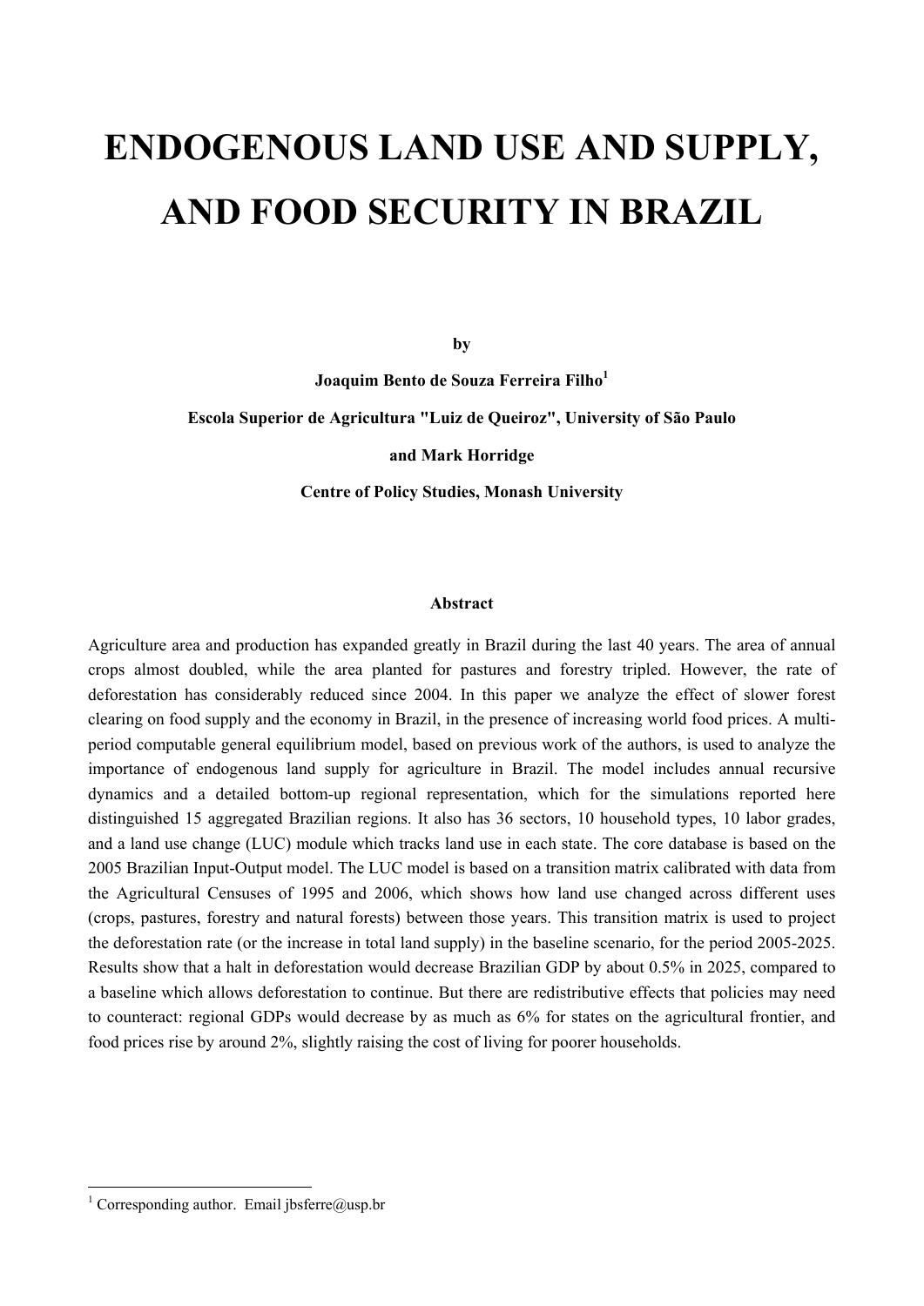# ENDOGENOUS LAND USE AND SUPPLY, AND FOOD SECURITY IN BRAZIL

**by**

**Joaquim Bento de Souza Ferreira Filho[1]**

**Escola Superior de Agricultura "Luiz de Queiroz", University of São Paulo**

**and Mark Horridge**

**Centre of Policy Studies, Monash University**

## Abstract

Agriculture area and production has expanded greatly in Brazil during the last 40 years. The area of annual crops almost doubled, while the area planted for pastures and forestry tripled. However, the rate of deforestation has considerably reduced since 2004. In this paper we analyze the effect of slower forest clearing on food supply and the economy in Brazil, in the presence of increasing world food prices. A multi-period computable general equilibrium model, based on previous work of the authors, is used to analyze the importance of endogenous land supply for agriculture in Brazil. The model includes annual recursive dynamics and a detailed bottom-up regional representation, which for the simulations reported here distinguished 15 aggregated Brazilian regions. It also has 36 sectors, 10 household types, 10 labor grades, and a land use change (LUC) module which tracks land use in each state. The core database is based on the 2005 Brazilian Input-Output model. The LUC model is based on a transition matrix calibrated with data from the Agricultural Censuses of 1995 and 2006, which shows how land use changed across different uses (crops, pastures, forestry and natural forests) between those years. This transition matrix is used to project the deforestation rate (or the increase in total land supply) in the baseline scenario, for the period 2005-2025. Results show that a halt in deforestation would decrease Brazilian GDP by about 0.5% in 2025, compared to a baseline which allows deforestation to continue. But there are redistributive effects that policies may need to counteract: regional GDPs would decrease by as much as 6% for states on the agricultural frontier, and food prices rise by around 2%, slightly raising the cost of living for poorer households.

---

[1] Corresponding author. Email jbsferre@usp.br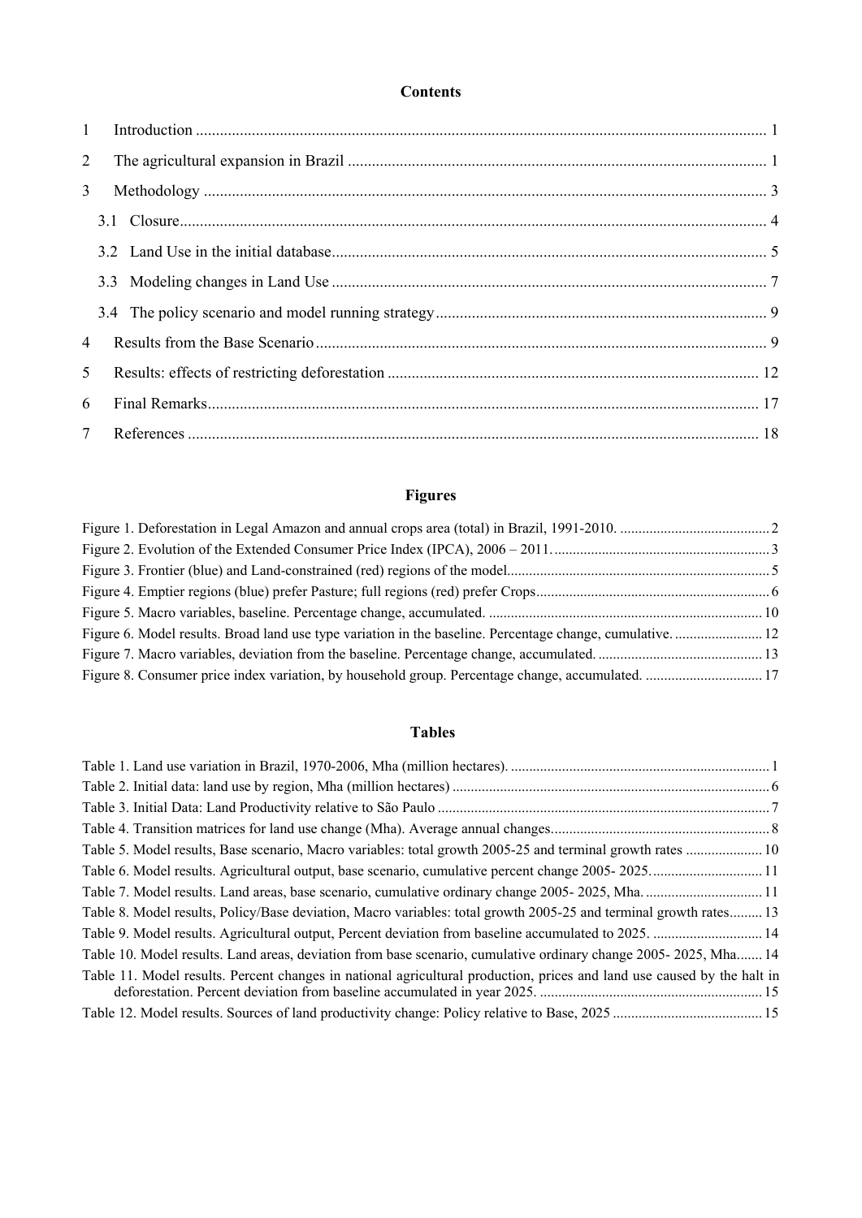**Contents**

1 Introduction ............................................................................................................................................ 1

2 The agricultural expansion in Brazil ....................................................................................................... 1

3 Methodology ........................................................................................................................................... 3

3.1 Closure .................................................................................................................................................. 4

3.2 Land Use in the initial database ............................................................................................................ 5

3.3 Modeling changes in Land Use ............................................................................................................ 7

3.4 The policy scenario and model running strategy .................................................................................. 9

4 Results from the Base Scenario ............................................................................................................... 9

5 Results: effects of restricting deforestation ............................................................................................ 12

6 Final Remarks ......................................................................................................................................... 17

7 References .............................................................................................................................................. 18

**Figures**

Figure 1. Deforestation in Legal Amazon and annual crops area (total) in Brazil, 1991-2010. ........................................ 2

Figure 2. Evolution of the Extended Consumer Price Index (IPCA), 2006 – 2011. ........................................................... 3

Figure 3. Frontier (blue) and Land-constrained (red) regions of the model. ...................................................................... 5

Figure 4. Emptier regions (blue) prefer Pasture; full regions (red) prefer Crops ............................................................... 6

Figure 5. Macro variables, baseline. Percentage change, accumulated. ........................................................................... 10

Figure 6. Model results. Broad land use type variation in the baseline. Percentage change, cumulative. ........................ 12

Figure 7. Macro variables, deviation from the baseline. Percentage change, accumulated. ............................................ 13

Figure 8. Consumer price index variation, by household group. Percentage change, accumulated. ................................ 17

**Tables**

Table 1. Land use variation in Brazil, 1970-2006, Mha (million hectares). ....................................................................... 1

Table 2. Initial data: land use by region, Mha (million hectares) ...................................................................................... 6

Table 3. Initial Data: Land Productivity relative to São Paulo .......................................................................................... 7

Table 4. Transition matrices for land use change (Mha). Average annual changes. .......................................................... 8

Table 5. Model results, Base scenario, Macro variables: total growth 2005-25 and terminal growth rates ..................... 10

Table 6. Model results. Agricultural output, base scenario, cumulative percent change 2005- 2025. .............................. 11

Table 7. Model results. Land areas, base scenario, cumulative ordinary change 2005- 2025, Mha. ................................ 11

Table 8. Model results, Policy/Base deviation, Macro variables: total growth 2005-25 and terminal growth rates ......... 13

Table 9. Model results. Agricultural output, Percent deviation from baseline accumulated to 2025. .............................. 14

Table 10. Model results. Land areas, deviation from base scenario, cumulative ordinary change 2005- 2025, Mha ....... 14

Table 11. Model results. Percent changes in national agricultural production, prices and land use caused by the halt in deforestation. Percent deviation from baseline accumulated in year 2025. ............................................................ 15

Table 12. Model results. Sources of land productivity change: Policy relative to Base, 2025 ........................................ 15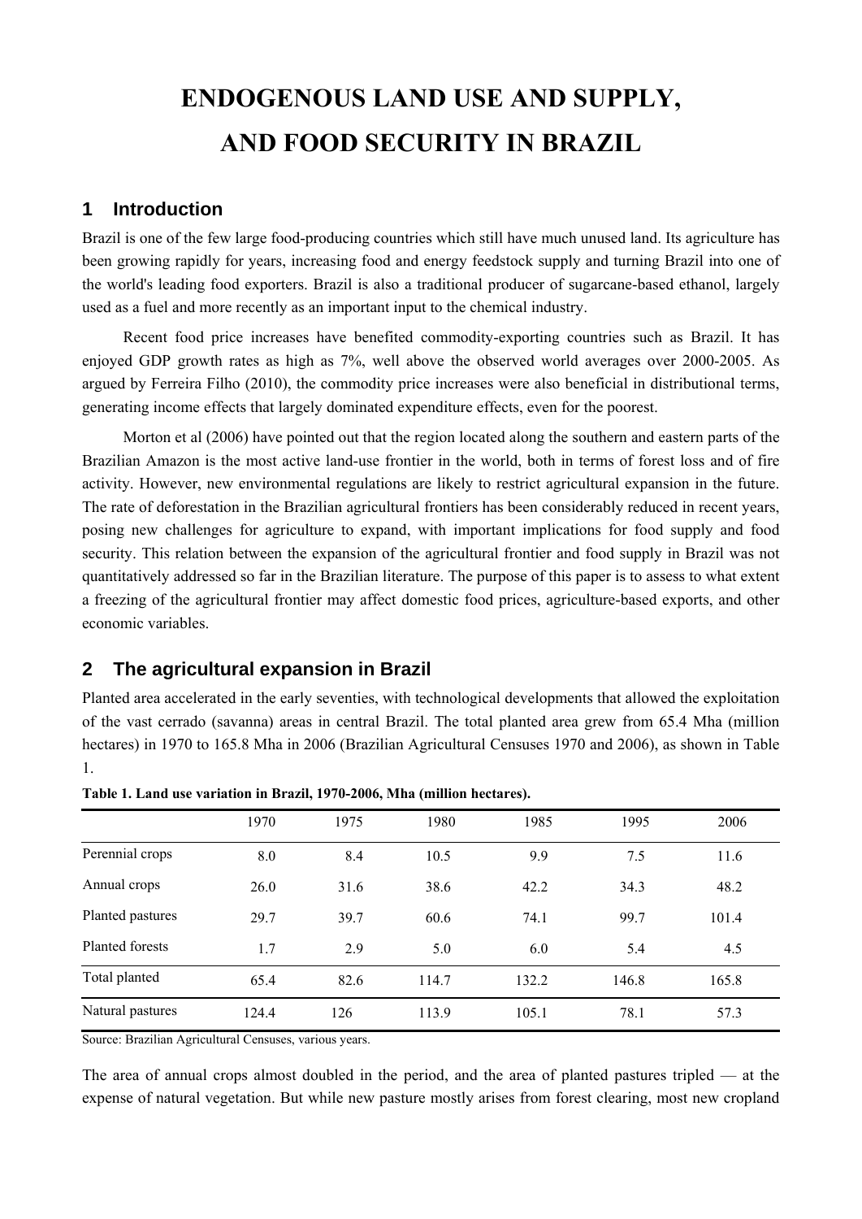# ENDOGENOUS LAND USE AND SUPPLY, AND FOOD SECURITY IN BRAZIL

## 1 Introduction

Brazil is one of the few large food-producing countries which still have much unused land. Its agriculture has been growing rapidly for years, increasing food and energy feedstock supply and turning Brazil into one of the world's leading food exporters. Brazil is also a traditional producer of sugarcane-based ethanol, largely used as a fuel and more recently as an important input to the chemical industry.

Recent food price increases have benefited commodity-exporting countries such as Brazil. It has enjoyed GDP growth rates as high as 7%, well above the observed world averages over 2000-2005. As argued by Ferreira Filho (2010), the commodity price increases were also beneficial in distributional terms, generating income effects that largely dominated expenditure effects, even for the poorest.

Morton et al (2006) have pointed out that the region located along the southern and eastern parts of the Brazilian Amazon is the most active land-use frontier in the world, both in terms of forest loss and of fire activity. However, new environmental regulations are likely to restrict agricultural expansion in the future. The rate of deforestation in the Brazilian agricultural frontiers has been considerably reduced in recent years, posing new challenges for agriculture to expand, with important implications for food supply and food security. This relation between the expansion of the agricultural frontier and food supply in Brazil was not quantitatively addressed so far in the Brazilian literature. The purpose of this paper is to assess to what extent a freezing of the agricultural frontier may affect domestic food prices, agriculture-based exports, and other economic variables.

## 2 The agricultural expansion in Brazil

Planted area accelerated in the early seventies, with technological developments that allowed the exploitation of the vast cerrado (savanna) areas in central Brazil. The total planted area grew from 65.4 Mha (million hectares) in 1970 to 165.8 Mha in 2006 (Brazilian Agricultural Censuses 1970 and 2006), as shown in Table 1.

**Table 1. Land use variation in Brazil, 1970-2006, Mha (million hectares).**

| | 1970 | 1975 | 1980 | 1985 | 1995 | 2006 |
|---|---|---|---|---|---|---|
| Perennial crops | 8.0 | 8.4 | 10.5 | 9.9 | 7.5 | 11.6 |
| Annual crops | 26.0 | 31.6 | 38.6 | 42.2 | 34.3 | 48.2 |
| Planted pastures | 29.7 | 39.7 | 60.6 | 74.1 | 99.7 | 101.4 |
| Planted forests | 1.7 | 2.9 | 5.0 | 6.0 | 5.4 | 4.5 |
| Total planted | 65.4 | 82.6 | 114.7 | 132.2 | 146.8 | 165.8 |
| Natural pastures | 124.4 | 126 | 113.9 | 105.1 | 78.1 | 57.3 |

Source: Brazilian Agricultural Censuses, various years.

The area of annual crops almost doubled in the period, and the area of planted pastures tripled — at the expense of natural vegetation. But while new pasture mostly arises from forest clearing, most new cropland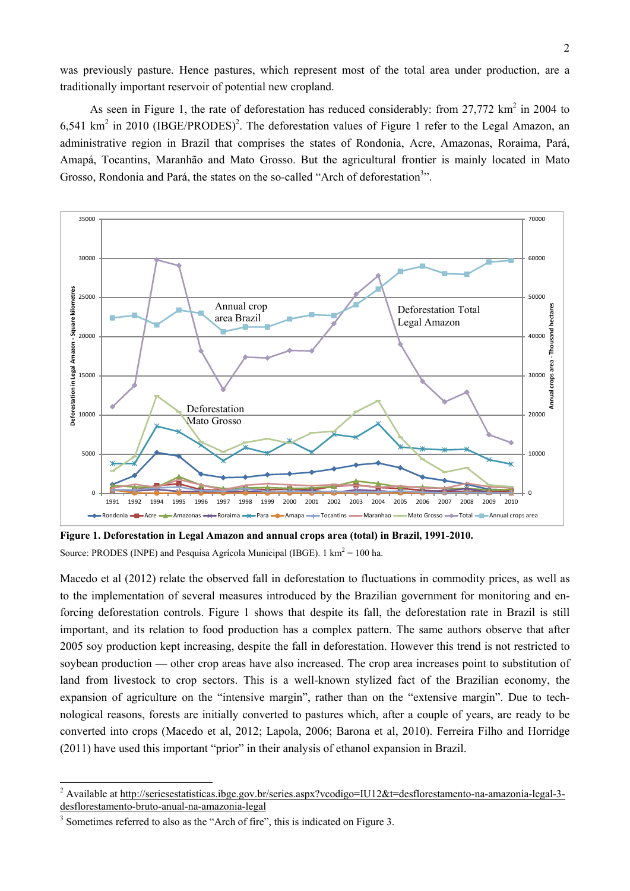was previously pasture. Hence pastures, which represent most of the total area under production, are a traditionally important reservoir of potential new cropland.

As seen in Figure 1, the rate of deforestation has reduced considerably: from 27,772 km$^2$ in 2004 to 6,541 km$^2$ in 2010 (IBGE/PRODES)[2]. The deforestation values of Figure 1 refer to the Legal Amazon, an administrative region in Brazil that comprises the states of Rondonia, Acre, Amazonas, Roraima, Pará, Amapá, Tocantins, Maranhão and Mato Grosso. But the agricultural frontier is mainly located in Mato Grosso, Rondonia and Pará, the states on the so-called "Arch of deforestation[3]".

**Figure 1. Deforestation in Legal Amazon and annual crops area (total) in Brazil, 1991-2010.**

Source: PRODES (INPE) and Pesquisa Agrícola Municipal (IBGE). 1 km$^2$ = 100 ha.

Macedo et al (2012) relate the observed fall in deforestation to fluctuations in commodity prices, as well as to the implementation of several measures introduced by the Brazilian government for monitoring and enforcing deforestation controls. Figure 1 shows that despite its fall, the deforestation rate in Brazil is still important, and its relation to food production has a complex pattern. The same authors observe that after 2005 soy production kept increasing, despite the fall in deforestation. However this trend is not restricted to soybean production — other crop areas have also increased. The crop area increases point to substitution of land from livestock to crop sectors. This is a well-known stylized fact of the Brazilian economy, the expansion of agriculture on the "intensive margin", rather than on the "extensive margin". Due to technological reasons, forests are initially converted to pastures which, after a couple of years, are ready to be converted into crops (Macedo et al, 2012; Lapola, 2006; Barona et al, 2010). Ferreira Filho and Horridge (2011) have used this important "prior" in their analysis of ethanol expansion in Brazil.

[2] Available at http://seriesestatisticas.ibge.gov.br/series.aspx?vcodigo=IU12&t=desflorestamento-na-amazonia-legal-3-desflorestamento-bruto-anual-na-amazonia-legal

[3] Sometimes referred to also as the "Arch of fire", this is indicated on Figure 3.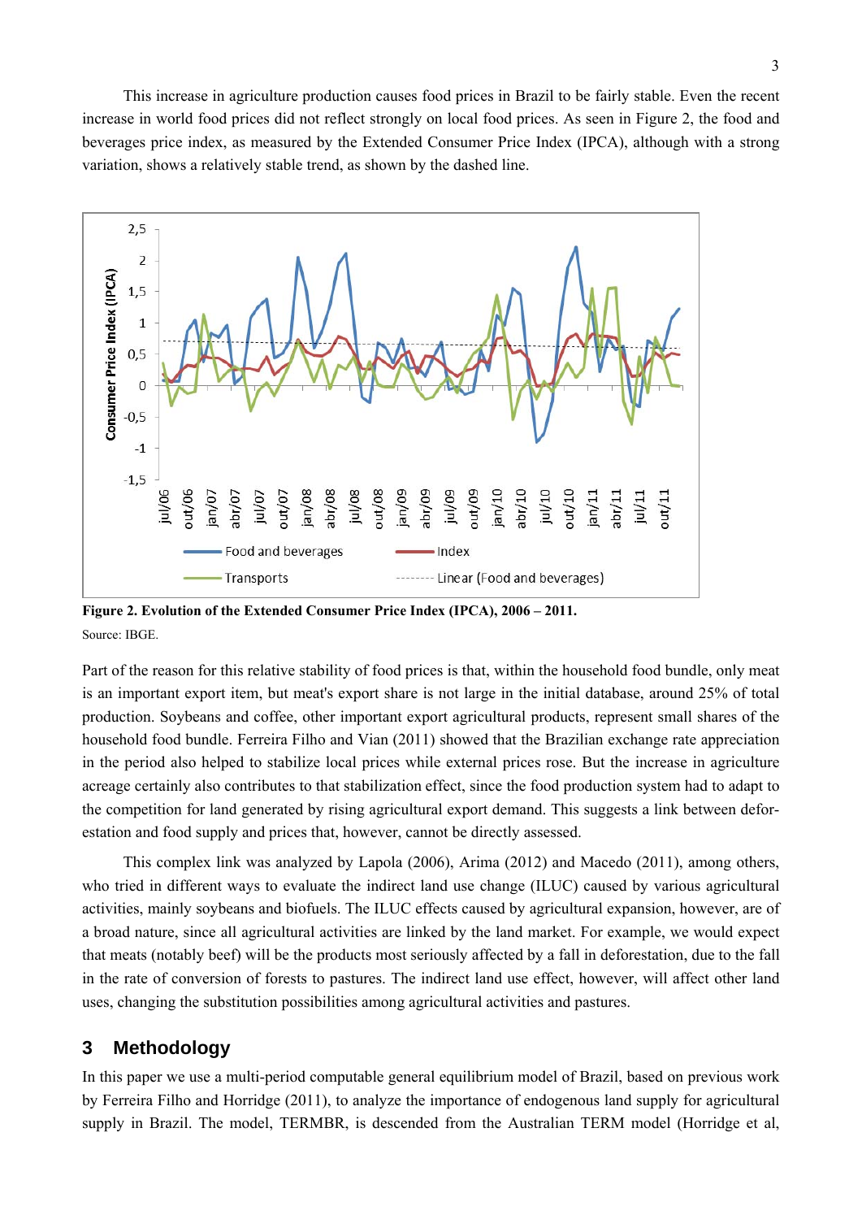This increase in agriculture production causes food prices in Brazil to be fairly stable. Even the recent increase in world food prices did not reflect strongly on local food prices. As seen in Figure 2, the food and beverages price index, as measured by the Extended Consumer Price Index (IPCA), although with a strong variation, shows a relatively stable trend, as shown by the dashed line.

**Figure 2. Evolution of the Extended Consumer Price Index (IPCA), 2006 – 2011.**

Source: IBGE.

Part of the reason for this relative stability of food prices is that, within the household food bundle, only meat is an important export item, but meat's export share is not large in the initial database, around 25% of total production. Soybeans and coffee, other important export agricultural products, represent small shares of the household food bundle. Ferreira Filho and Vian (2011) showed that the Brazilian exchange rate appreciation in the period also helped to stabilize local prices while external prices rose. But the increase in agriculture acreage certainly also contributes to that stabilization effect, since the food production system had to adapt to the competition for land generated by rising agricultural export demand. This suggests a link between deforestation and food supply and prices that, however, cannot be directly assessed.

This complex link was analyzed by Lapola (2006), Arima (2012) and Macedo (2011), among others, who tried in different ways to evaluate the indirect land use change (ILUC) caused by various agricultural activities, mainly soybeans and biofuels. The ILUC effects caused by agricultural expansion, however, are of a broad nature, since all agricultural activities are linked by the land market. For example, we would expect that meats (notably beef) will be the products most seriously affected by a fall in deforestation, due to the fall in the rate of conversion of forests to pastures. The indirect land use effect, however, will affect other land uses, changing the substitution possibilities among agricultural activities and pastures.

## 3 Methodology

In this paper we use a multi-period computable general equilibrium model of Brazil, based on previous work by Ferreira Filho and Horridge (2011), to analyze the importance of endogenous land supply for agricultural supply in Brazil. The model, TERMBR, is descended from the Australian TERM model (Horridge et al,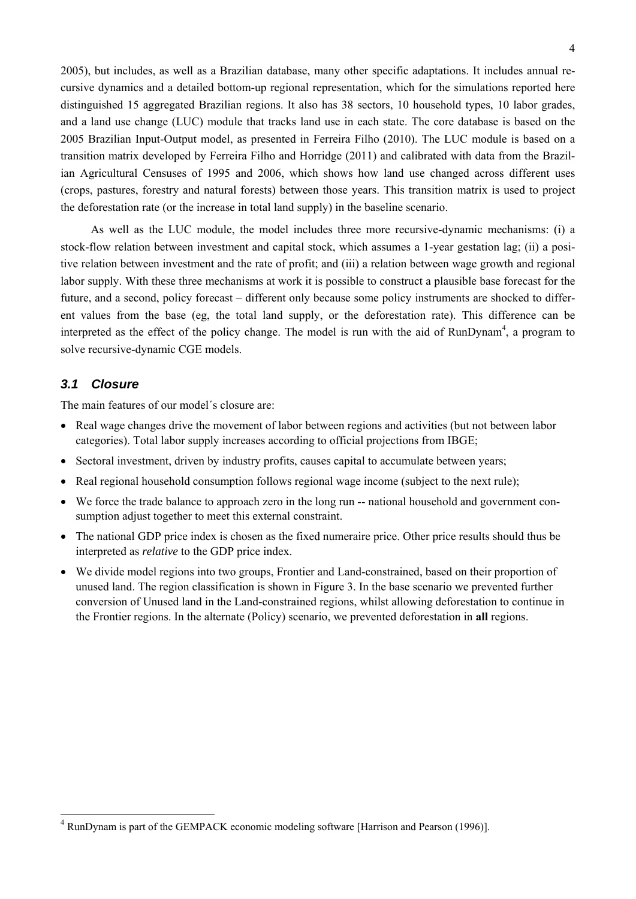2005), but includes, as well as a Brazilian database, many other specific adaptations. It includes annual recursive dynamics and a detailed bottom-up regional representation, which for the simulations reported here distinguished 15 aggregated Brazilian regions. It also has 38 sectors, 10 household types, 10 labor grades, and a land use change (LUC) module that tracks land use in each state. The core database is based on the 2005 Brazilian Input-Output model, as presented in Ferreira Filho (2010). The LUC module is based on a transition matrix developed by Ferreira Filho and Horridge (2011) and calibrated with data from the Brazilian Agricultural Censuses of 1995 and 2006, which shows how land use changed across different uses (crops, pastures, forestry and natural forests) between those years. This transition matrix is used to project the deforestation rate (or the increase in total land supply) in the baseline scenario.

As well as the LUC module, the model includes three more recursive-dynamic mechanisms: (i) a stock-flow relation between investment and capital stock, which assumes a 1-year gestation lag; (ii) a positive relation between investment and the rate of profit; and (iii) a relation between wage growth and regional labor supply. With these three mechanisms at work it is possible to construct a plausible base forecast for the future, and a second, policy forecast – different only because some policy instruments are shocked to different values from the base (eg, the total land supply, or the deforestation rate). This difference can be interpreted as the effect of the policy change. The model is run with the aid of RunDynam[4], a program to solve recursive-dynamic CGE models.

### 3.1 Closure

The main features of our model´s closure are:

- Real wage changes drive the movement of labor between regions and activities (but not between labor categories). Total labor supply increases according to official projections from IBGE;
- Sectoral investment, driven by industry profits, causes capital to accumulate between years;
- Real regional household consumption follows regional wage income (subject to the next rule);
- We force the trade balance to approach zero in the long run -- national household and government consumption adjust together to meet this external constraint.
- The national GDP price index is chosen as the fixed numeraire price. Other price results should thus be interpreted as *relative* to the GDP price index.
- We divide model regions into two groups, Frontier and Land-constrained, based on their proportion of unused land. The region classification is shown in Figure 3. In the base scenario we prevented further conversion of Unused land in the Land-constrained regions, whilst allowing deforestation to continue in the Frontier regions. In the alternate (Policy) scenario, we prevented deforestation in **all** regions.

[4] RunDynam is part of the GEMPACK economic modeling software [Harrison and Pearson (1996)].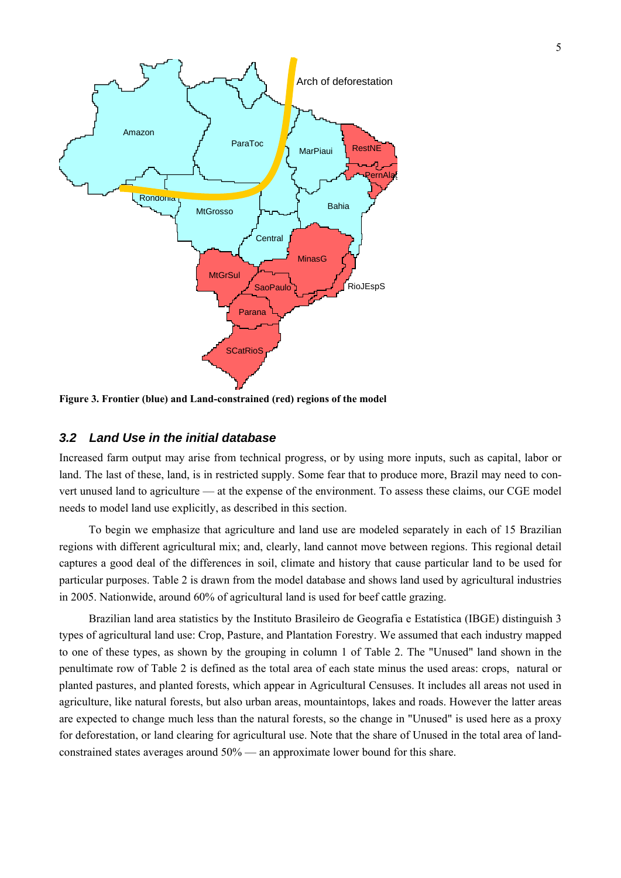**Figure 3. Frontier (blue) and Land-constrained (red) regions of the model**

### *3.2 Land Use in the initial database*

Increased farm output may arise from technical progress, or by using more inputs, such as capital, labor or land. The last of these, land, is in restricted supply. Some fear that to produce more, Brazil may need to convert unused land to agriculture — at the expense of the environment. To assess these claims, our CGE model needs to model land use explicitly, as described in this section.

To begin we emphasize that agriculture and land use are modeled separately in each of 15 Brazilian regions with different agricultural mix; and, clearly, land cannot move between regions. This regional detail captures a good deal of the differences in soil, climate and history that cause particular land to be used for particular purposes. Table 2 is drawn from the model database and shows land used by agricultural industries in 2005. Nationwide, around 60% of agricultural land is used for beef cattle grazing.

Brazilian land area statistics by the Instituto Brasileiro de Geografia e Estatística (IBGE) distinguish 3 types of agricultural land use: Crop, Pasture, and Plantation Forestry. We assumed that each industry mapped to one of these types, as shown by the grouping in column 1 of Table 2. The "Unused" land shown in the penultimate row of Table 2 is defined as the total area of each state minus the used areas: crops, natural or planted pastures, and planted forests, which appear in Agricultural Censuses. It includes all areas not used in agriculture, like natural forests, but also urban areas, mountaintops, lakes and roads. However the latter areas are expected to change much less than the natural forests, so the change in "Unused" is used here as a proxy for deforestation, or land clearing for agricultural use. Note that the share of Unused in the total area of land-constrained states averages around 50% — an approximate lower bound for this share.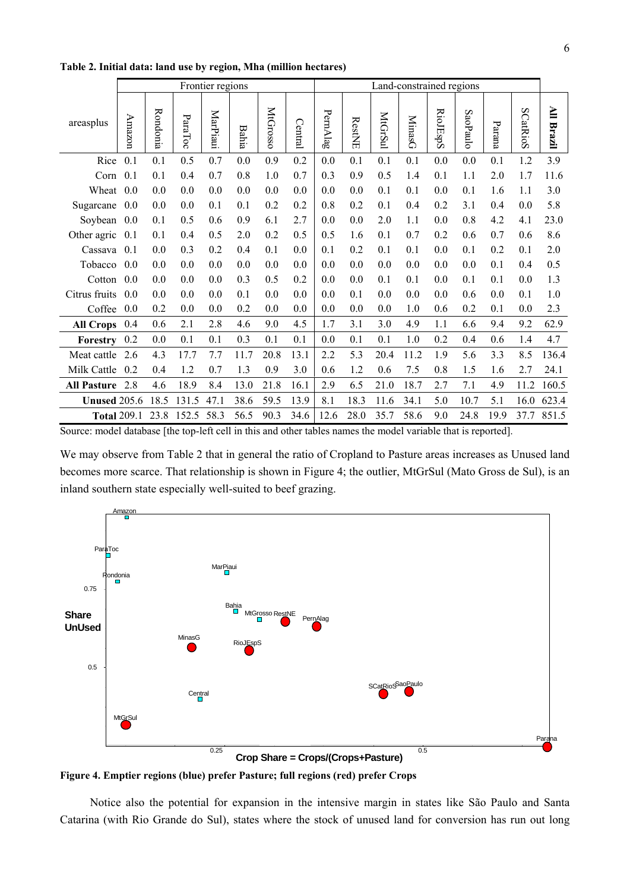**Table 2. Initial data: land use by region, Mha (million hectares)**

| areasplus | Frontier regions | | | | | | | Land-constrained regions | | | | | | | | | |
|---|---|---|---|---|---|---|---|---|---|---|---|---|---|---|---|---|---|
| | Amazon | Rondonia | ParaToc | MarPiaui | Bahia | MtGrosso | Central | PernAlag | RestNE | MtGrSul | MinasG | RioJEspS | SaoPaulo | Parana | SCatRioS | All Brazil |
| Rice | 0.1 | 0.1 | 0.5 | 0.7 | 0.0 | 0.9 | 0.2 | 0.0 | 0.1 | 0.1 | 0.1 | 0.0 | 0.0 | 0.1 | 1.2 | 3.9 |
| Corn | 0.1 | 0.1 | 0.4 | 0.7 | 0.8 | 1.0 | 0.7 | 0.3 | 0.9 | 0.5 | 1.4 | 0.1 | 1.1 | 2.0 | 1.7 | 11.6 |
| Wheat | 0.0 | 0.0 | 0.0 | 0.0 | 0.0 | 0.0 | 0.0 | 0.0 | 0.0 | 0.1 | 0.1 | 0.0 | 0.1 | 1.6 | 1.1 | 3.0 |
| Sugarcane | 0.0 | 0.0 | 0.0 | 0.1 | 0.1 | 0.2 | 0.2 | 0.8 | 0.2 | 0.1 | 0.4 | 0.2 | 3.1 | 0.4 | 0.0 | 5.8 |
| Soybean | 0.0 | 0.1 | 0.5 | 0.6 | 0.9 | 6.1 | 2.7 | 0.0 | 0.0 | 2.0 | 1.1 | 0.0 | 0.8 | 4.2 | 4.1 | 23.0 |
| Other agric | 0.1 | 0.1 | 0.4 | 0.5 | 2.0 | 0.2 | 0.5 | 0.5 | 1.6 | 0.1 | 0.7 | 0.2 | 0.6 | 0.7 | 0.6 | 8.6 |
| Cassava | 0.1 | 0.0 | 0.3 | 0.2 | 0.4 | 0.1 | 0.0 | 0.1 | 0.2 | 0.1 | 0.1 | 0.0 | 0.1 | 0.2 | 0.1 | 2.0 |
| Tobacco | 0.0 | 0.0 | 0.0 | 0.0 | 0.0 | 0.0 | 0.0 | 0.0 | 0.0 | 0.0 | 0.0 | 0.0 | 0.0 | 0.1 | 0.4 | 0.5 |
| Cotton | 0.0 | 0.0 | 0.0 | 0.0 | 0.3 | 0.5 | 0.2 | 0.0 | 0.0 | 0.1 | 0.1 | 0.0 | 0.1 | 0.1 | 0.0 | 1.3 |
| Citrus fruits | 0.0 | 0.0 | 0.0 | 0.0 | 0.1 | 0.0 | 0.0 | 0.0 | 0.1 | 0.0 | 0.0 | 0.0 | 0.6 | 0.0 | 0.1 | 1.0 |
| Coffee | 0.0 | 0.2 | 0.0 | 0.0 | 0.2 | 0.0 | 0.0 | 0.0 | 0.0 | 0.0 | 1.0 | 0.6 | 0.2 | 0.1 | 0.0 | 2.3 |
| **All Crops** | 0.4 | 0.6 | 2.1 | 2.8 | 4.6 | 9.0 | 4.5 | 1.7 | 3.1 | 3.0 | 4.9 | 1.1 | 6.6 | 9.4 | 9.2 | 62.9 |
| **Forestry** | 0.2 | 0.0 | 0.1 | 0.1 | 0.3 | 0.1 | 0.1 | 0.0 | 0.1 | 0.1 | 1.0 | 0.2 | 0.4 | 0.6 | 1.4 | 4.7 |
| Meat cattle | 2.6 | 4.3 | 17.7 | 7.7 | 11.7 | 20.8 | 13.1 | 2.2 | 5.3 | 20.4 | 11.2 | 1.9 | 5.6 | 3.3 | 8.5 | 136.4 |
| Milk Cattle | 0.2 | 0.4 | 1.2 | 0.7 | 1.3 | 0.9 | 3.0 | 0.6 | 1.2 | 0.6 | 7.5 | 0.8 | 1.5 | 1.6 | 2.7 | 24.1 |
| **All Pasture** | 2.8 | 4.6 | 18.9 | 8.4 | 13.0 | 21.8 | 16.1 | 2.9 | 6.5 | 21.0 | 18.7 | 2.7 | 7.1 | 4.9 | 11.2 | 160.5 |
| **Unused** | 205.6 | 18.5 | 131.5 | 47.1 | 38.6 | 59.5 | 13.9 | 8.1 | 18.3 | 11.6 | 34.1 | 5.0 | 10.7 | 5.1 | 16.0 | 623.4 |
| **Total** | 209.1 | 23.8 | 152.5 | 58.3 | 56.5 | 90.3 | 34.6 | 12.6 | 28.0 | 35.7 | 58.6 | 9.0 | 24.8 | 19.9 | 37.7 | 851.5 |

Source: model database [the top-left cell in this and other tables names the model variable that is reported].

We may observe from Table 2 that in general the ratio of Cropland to Pasture areas increases as Unused land becomes more scarce. That relationship is shown in Figure 4; the outlier, MtGrSul (Mato Gross de Sul), is an inland southern state especially well-suited to beef grazing.

**Figure 4. Emptier regions (blue) prefer Pasture; full regions (red) prefer Crops**

Notice also the potential for expansion in the intensive margin in states like São Paulo and Santa Catarina (with Rio Grande do Sul), states where the stock of unused land for conversion has run out long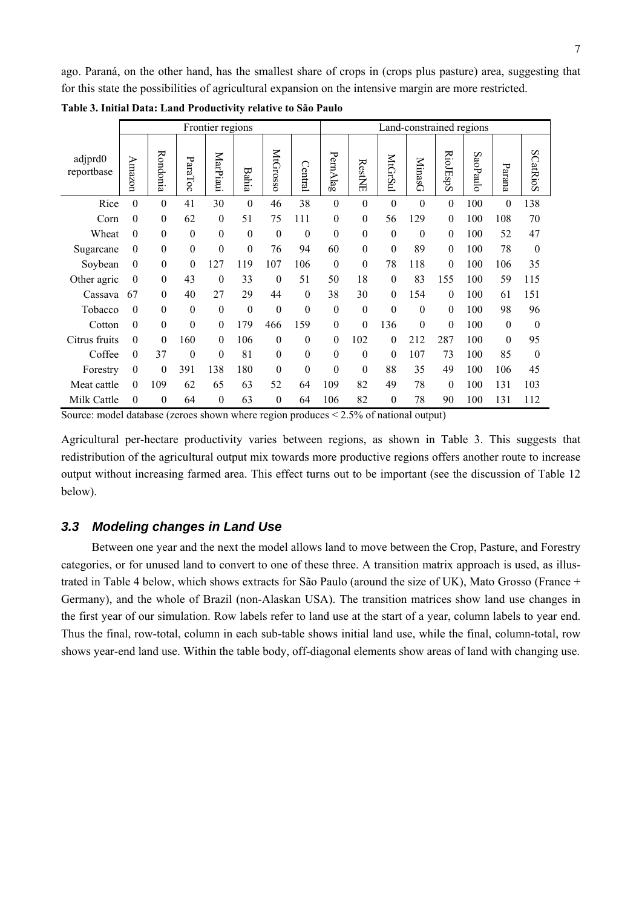ago. Paraná, on the other hand, has the smallest share of crops in (crops plus pasture) area, suggesting that for this state the possibilities of agricultural expansion on the intensive margin are more restricted.

**Table 3. Initial Data: Land Productivity relative to São Paulo**

| | Frontier regions | | | | | | | Land-constrained regions | | | | | | | |
|---|---|---|---|---|---|---|---|---|---|---|---|---|---|---|---|
| adjprd0 reportbase | Amazon | Rondonia | ParaToc | MarPiaui | Bahia | MtGrosso | Central | PernAlag | RestNE | MtGrSul | MinasG | RioJEspS | SaoPaulo | Parana | SCatRioS |
| Rice | 0 | 0 | 41 | 30 | 0 | 46 | 38 | 0 | 0 | 0 | 0 | 0 | 100 | 0 | 138 |
| Corn | 0 | 0 | 62 | 0 | 51 | 75 | 111 | 0 | 0 | 56 | 129 | 0 | 100 | 108 | 70 |
| Wheat | 0 | 0 | 0 | 0 | 0 | 0 | 0 | 0 | 0 | 0 | 0 | 0 | 100 | 52 | 47 |
| Sugarcane | 0 | 0 | 0 | 0 | 0 | 76 | 94 | 60 | 0 | 0 | 89 | 0 | 100 | 78 | 0 |
| Soybean | 0 | 0 | 0 | 127 | 119 | 107 | 106 | 0 | 0 | 78 | 118 | 0 | 100 | 106 | 35 |
| Other agric | 0 | 0 | 43 | 0 | 33 | 0 | 51 | 50 | 18 | 0 | 83 | 155 | 100 | 59 | 115 |
| Cassava | 67 | 0 | 40 | 27 | 29 | 44 | 0 | 38 | 30 | 0 | 154 | 0 | 100 | 61 | 151 |
| Tobacco | 0 | 0 | 0 | 0 | 0 | 0 | 0 | 0 | 0 | 0 | 0 | 0 | 100 | 98 | 96 |
| Cotton | 0 | 0 | 0 | 0 | 179 | 466 | 159 | 0 | 0 | 136 | 0 | 0 | 100 | 0 | 0 |
| Citrus fruits | 0 | 0 | 160 | 0 | 106 | 0 | 0 | 0 | 102 | 0 | 212 | 287 | 100 | 0 | 95 |
| Coffee | 0 | 37 | 0 | 0 | 81 | 0 | 0 | 0 | 0 | 0 | 107 | 73 | 100 | 85 | 0 |
| Forestry | 0 | 0 | 391 | 138 | 180 | 0 | 0 | 0 | 0 | 88 | 35 | 49 | 100 | 106 | 45 |
| Meat cattle | 0 | 109 | 62 | 65 | 63 | 52 | 64 | 109 | 82 | 49 | 78 | 0 | 100 | 131 | 103 |
| Milk Cattle | 0 | 0 | 64 | 0 | 63 | 0 | 64 | 106 | 82 | 0 | 78 | 90 | 100 | 131 | 112 |

Source: model database (zeroes shown where region produces < 2.5% of national output)

Agricultural per-hectare productivity varies between regions, as shown in Table 3. This suggests that redistribution of the agricultural output mix towards more productive regions offers another route to increase output without increasing farmed area. This effect turns out to be important (see the discussion of Table 12 below).

### *3.3 Modeling changes in Land Use*

Between one year and the next the model allows land to move between the Crop, Pasture, and Forestry categories, or for unused land to convert to one of these three. A transition matrix approach is used, as illustrated in Table 4 below, which shows extracts for São Paulo (around the size of UK), Mato Grosso (France + Germany), and the whole of Brazil (non-Alaskan USA). The transition matrices show land use changes in the first year of our simulation. Row labels refer to land use at the start of a year, column labels to year end. Thus the final, row-total, column in each sub-table shows initial land use, while the final, column-total, row shows year-end land use. Within the table body, off-diagonal elements show areas of land with changing use.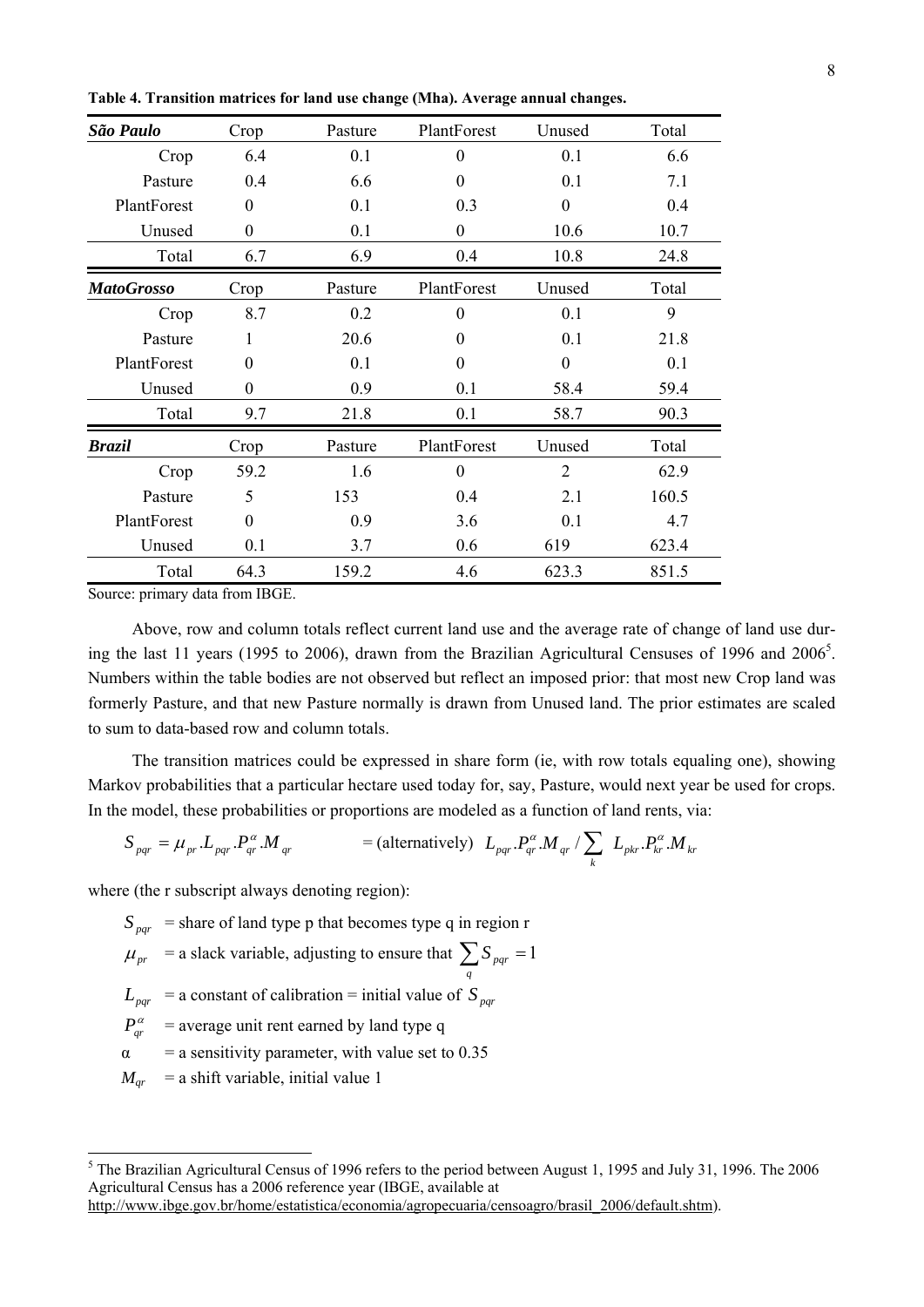**Table 4. Transition matrices for land use change (Mha). Average annual changes.**

| ***São Paulo*** | Crop | Pasture | PlantForest | Unused | Total |
|---|---|---|---|---|---|
| Crop | 6.4 | 0.1 | 0 | 0.1 | 6.6 |
| Pasture | 0.4 | 6.6 | 0 | 0.1 | 7.1 |
| PlantForest | 0 | 0.1 | 0.3 | 0 | 0.4 |
| Unused | 0 | 0.1 | 0 | 10.6 | 10.7 |
| Total | 6.7 | 6.9 | 0.4 | 10.8 | 24.8 |
| ***MatoGrosso*** | **Crop** | **Pasture** | **PlantForest** | **Unused** | **Total** |
| Crop | 8.7 | 0.2 | 0 | 0.1 | 9 |
| Pasture | 1 | 20.6 | 0 | 0.1 | 21.8 |
| PlantForest | 0 | 0.1 | 0 | 0 | 0.1 |
| Unused | 0 | 0.9 | 0.1 | 58.4 | 59.4 |
| Total | 9.7 | 21.8 | 0.1 | 58.7 | 90.3 |
| ***Brazil*** | **Crop** | **Pasture** | **PlantForest** | **Unused** | **Total** |
| Crop | 59.2 | 1.6 | 0 | 2 | 62.9 |
| Pasture | 5 | 153 | 0.4 | 2.1 | 160.5 |
| PlantForest | 0 | 0.9 | 3.6 | 0.1 | 4.7 |
| Unused | 0.1 | 3.7 | 0.6 | 619 | 623.4 |
| Total | 64.3 | 159.2 | 4.6 | 623.3 | 851.5 |

Source: primary data from IBGE.

Above, row and column totals reflect current land use and the average rate of change of land use during the last 11 years (1995 to 2006), drawn from the Brazilian Agricultural Censuses of 1996 and 2006[5]. Numbers within the table bodies are not observed but reflect an imposed prior: that most new Crop land was formerly Pasture, and that new Pasture normally is drawn from Unused land. The prior estimates are scaled to sum to data-based row and column totals.

The transition matrices could be expressed in share form (ie, with row totals equaling one), showing Markov probabilities that a particular hectare used today for, say, Pasture, would next year be used for crops. In the model, these probabilities or proportions are modeled as a function of land rents, via:

$$S_{pqr} = \mu_{pr}.L_{pqr}.P^{\alpha}_{qr}.M_{qr} \qquad = \text{(alternatively)} \;\; L_{pqr}.P^{\alpha}_{qr}.M_{qr} / \sum_{k} L_{pkr}.P^{\alpha}_{kr}.M_{kr}$$

where (the r subscript always denoting region):

$S_{pqr}$ = share of land type p that becomes type q in region r

$\mu_{pr}$ = a slack variable, adjusting to ensure that $\sum_{q} S_{pqr} = 1$

$L_{pqr}$ = a constant of calibration = initial value of $S_{pqr}$

$P^{\alpha}_{qr}$ = average unit rent earned by land type q

$\alpha$ = a sensitivity parameter, with value set to 0.35

$M_{qr}$ = a shift variable, initial value 1

[5] The Brazilian Agricultural Census of 1996 refers to the period between August 1, 1995 and July 31, 1996. The 2006 Agricultural Census has a 2006 reference year (IBGE, available at http://www.ibge.gov.br/home/estatistica/economia/agropecuaria/censoagro/brasil_2006/default.shtm).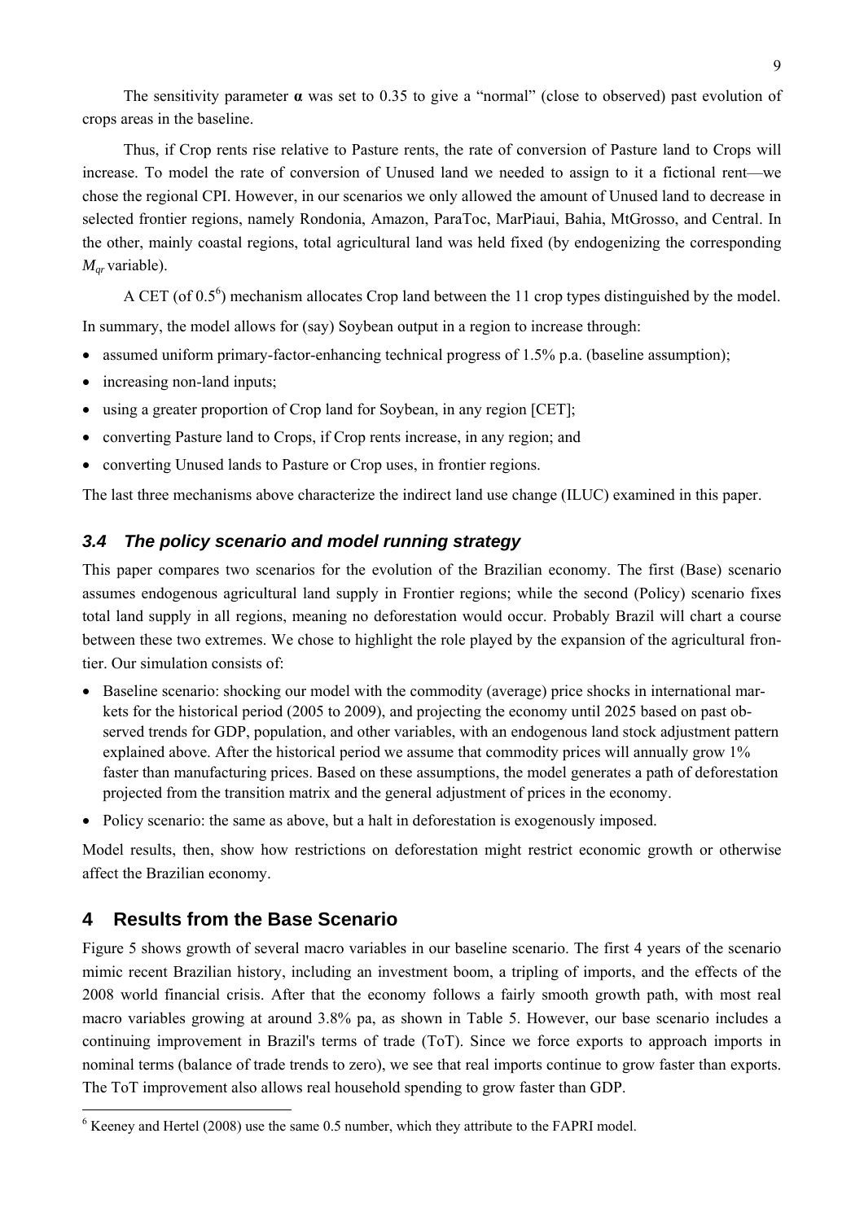The sensitivity parameter **α** was set to 0.35 to give a "normal" (close to observed) past evolution of crops areas in the baseline.

Thus, if Crop rents rise relative to Pasture rents, the rate of conversion of Pasture land to Crops will increase. To model the rate of conversion of Unused land we needed to assign to it a fictional rent—we chose the regional CPI. However, in our scenarios we only allowed the amount of Unused land to decrease in selected frontier regions, namely Rondonia, Amazon, ParaToc, MarPiaui, Bahia, MtGrosso, and Central. In the other, mainly coastal regions, total agricultural land was held fixed (by endogenizing the corresponding $M_{qr}$ variable).

A CET (of 0.5[6]) mechanism allocates Crop land between the 11 crop types distinguished by the model.

In summary, the model allows for (say) Soybean output in a region to increase through:

- assumed uniform primary-factor-enhancing technical progress of 1.5% p.a. (baseline assumption);
- increasing non-land inputs;
- using a greater proportion of Crop land for Soybean, in any region [CET];
- converting Pasture land to Crops, if Crop rents increase, in any region; and
- converting Unused lands to Pasture or Crop uses, in frontier regions.

The last three mechanisms above characterize the indirect land use change (ILUC) examined in this paper.

### *3.4 The policy scenario and model running strategy*

This paper compares two scenarios for the evolution of the Brazilian economy. The first (Base) scenario assumes endogenous agricultural land supply in Frontier regions; while the second (Policy) scenario fixes total land supply in all regions, meaning no deforestation would occur. Probably Brazil will chart a course between these two extremes. We chose to highlight the role played by the expansion of the agricultural frontier. Our simulation consists of:

- Baseline scenario: shocking our model with the commodity (average) price shocks in international markets for the historical period (2005 to 2009), and projecting the economy until 2025 based on past observed trends for GDP, population, and other variables, with an endogenous land stock adjustment pattern explained above. After the historical period we assume that commodity prices will annually grow 1% faster than manufacturing prices. Based on these assumptions, the model generates a path of deforestation projected from the transition matrix and the general adjustment of prices in the economy.
- Policy scenario: the same as above, but a halt in deforestation is exogenously imposed.

Model results, then, show how restrictions on deforestation might restrict economic growth or otherwise affect the Brazilian economy.

## 4 Results from the Base Scenario

Figure 5 shows growth of several macro variables in our baseline scenario. The first 4 years of the scenario mimic recent Brazilian history, including an investment boom, a tripling of imports, and the effects of the 2008 world financial crisis. After that the economy follows a fairly smooth growth path, with most real macro variables growing at around 3.8% pa, as shown in Table 5. However, our base scenario includes a continuing improvement in Brazil's terms of trade (ToT). Since we force exports to approach imports in nominal terms (balance of trade trends to zero), we see that real imports continue to grow faster than exports. The ToT improvement also allows real household spending to grow faster than GDP.

[6] Keeney and Hertel (2008) use the same 0.5 number, which they attribute to the FAPRI model.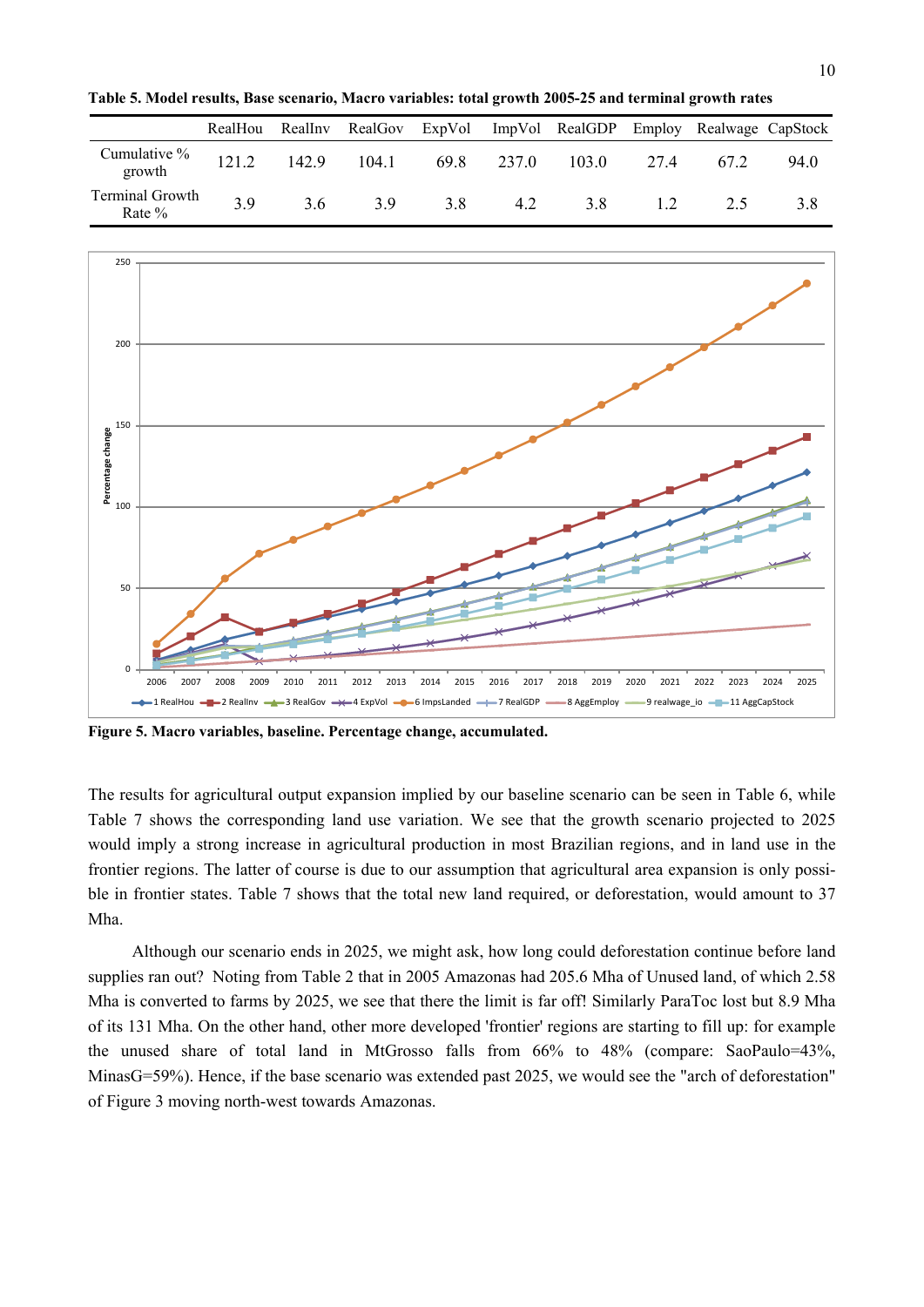**Table 5. Model results, Base scenario, Macro variables: total growth 2005-25 and terminal growth rates**

| | RealHou | RealInv | RealGov | ExpVol | ImpVol | RealGDP | Employ | Realwage | CapStock |
|---|---|---|---|---|---|---|---|---|---|
| Cumulative % growth | 121.2 | 142.9 | 104.1 | 69.8 | 237.0 | 103.0 | 27.4 | 67.2 | 94.0 |
| Terminal Growth Rate % | 3.9 | 3.6 | 3.9 | 3.8 | 4.2 | 3.8 | 1.2 | 2.5 | 3.8 |

**Figure 5. Macro variables, baseline. Percentage change, accumulated.**

The results for agricultural output expansion implied by our baseline scenario can be seen in Table 6, while Table 7 shows the corresponding land use variation. We see that the growth scenario projected to 2025 would imply a strong increase in agricultural production in most Brazilian regions, and in land use in the frontier regions. The latter of course is due to our assumption that agricultural area expansion is only possible in frontier states. Table 7 shows that the total new land required, or deforestation, would amount to 37 Mha.

Although our scenario ends in 2025, we might ask, how long could deforestation continue before land supplies ran out? Noting from Table 2 that in 2005 Amazonas had 205.6 Mha of Unused land, of which 2.58 Mha is converted to farms by 2025, we see that there the limit is far off! Similarly ParaToc lost but 8.9 Mha of its 131 Mha. On the other hand, other more developed 'frontier' regions are starting to fill up: for example the unused share of total land in MtGrosso falls from 66% to 48% (compare: SaoPaulo=43%, MinasG=59%). Hence, if the base scenario was extended past 2025, we would see the "arch of deforestation" of Figure 3 moving north-west towards Amazonas.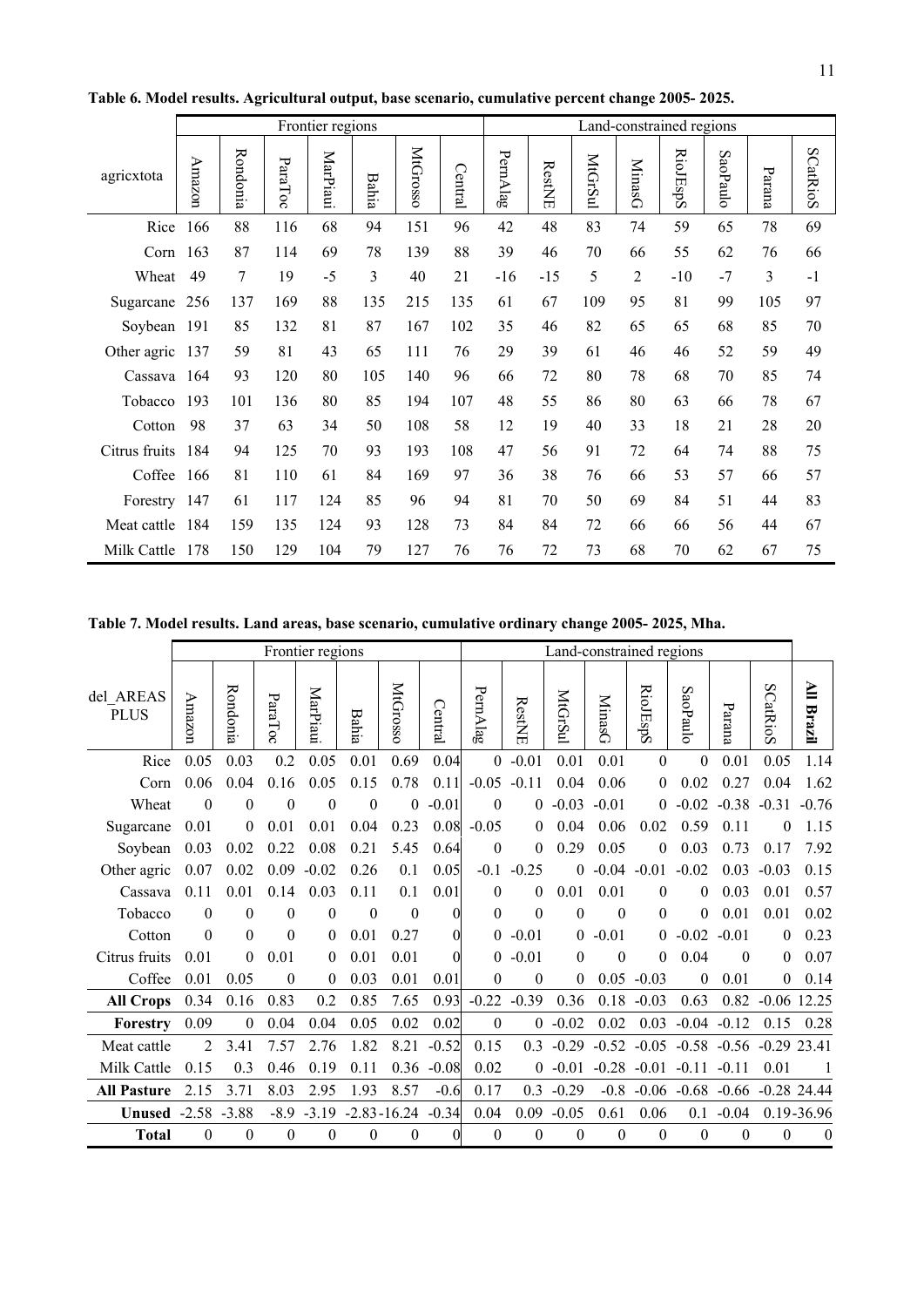**Table 6. Model results. Agricultural output, base scenario, cumulative percent change 2005- 2025.**

| | Frontier regions | | | | | | | Land-constrained regions | | | | | | | |
|---|---|---|---|---|---|---|---|---|---|---|---|---|---|---|---|
| agricxtota | Amazon | Rondonia | ParaToc | MarPiaui | Bahia | MtGrosso | Central | PernAlag | RestNE | MtGrSul | MinasG | RioJEspS | SaoPaulo | Parana | SCatRioS |
| Rice | 166 | 88 | 116 | 68 | 94 | 151 | 96 | 42 | 48 | 83 | 74 | 59 | 65 | 78 | 69 |
| Corn | 163 | 87 | 114 | 69 | 78 | 139 | 88 | 39 | 46 | 70 | 66 | 55 | 62 | 76 | 66 |
| Wheat | 49 | 7 | 19 | -5 | 3 | 40 | 21 | -16 | -15 | 5 | 2 | -10 | -7 | 3 | -1 |
| Sugarcane | 256 | 137 | 169 | 88 | 135 | 215 | 135 | 61 | 67 | 109 | 95 | 81 | 99 | 105 | 97 |
| Soybean | 191 | 85 | 132 | 81 | 87 | 167 | 102 | 35 | 46 | 82 | 65 | 65 | 68 | 85 | 70 |
| Other agric | 137 | 59 | 81 | 43 | 65 | 111 | 76 | 29 | 39 | 61 | 46 | 46 | 52 | 59 | 49 |
| Cassava | 164 | 93 | 120 | 80 | 105 | 140 | 96 | 66 | 72 | 80 | 78 | 68 | 70 | 85 | 74 |
| Tobacco | 193 | 101 | 136 | 80 | 85 | 194 | 107 | 48 | 55 | 86 | 80 | 63 | 66 | 78 | 67 |
| Cotton | 98 | 37 | 63 | 34 | 50 | 108 | 58 | 12 | 19 | 40 | 33 | 18 | 21 | 28 | 20 |
| Citrus fruits | 184 | 94 | 125 | 70 | 93 | 193 | 108 | 47 | 56 | 91 | 72 | 64 | 74 | 88 | 75 |
| Coffee | 166 | 81 | 110 | 61 | 84 | 169 | 97 | 36 | 38 | 76 | 66 | 53 | 57 | 66 | 57 |
| Forestry | 147 | 61 | 117 | 124 | 85 | 96 | 94 | 81 | 70 | 50 | 69 | 84 | 51 | 44 | 83 |
| Meat cattle | 184 | 159 | 135 | 124 | 93 | 128 | 73 | 84 | 84 | 72 | 66 | 66 | 56 | 44 | 67 |
| Milk Cattle | 178 | 150 | 129 | 104 | 79 | 127 | 76 | 76 | 72 | 73 | 68 | 70 | 62 | 67 | 75 |

**Table 7. Model results. Land areas, base scenario, cumulative ordinary change 2005- 2025, Mha.**

| | Frontier regions | | | | | | | Land-constrained regions | | | | | | | | |
|---|---|---|---|---|---|---|---|---|---|---|---|---|---|---|---|---|
| del_AREAS PLUS | Amazon | Rondonia | ParaToc | MarPiaui | Bahia | MtGrosso | Central | PernAlag | RestNE | MtGrSul | MinasG | RioJEspS | SaoPaulo | Parana | SCatRioS | **All Brazil** |
| Rice | 0.05 | 0.03 | 0.2 | 0.05 | 0.01 | 0.69 | 0.04 | 0 | -0.01 | 0.01 | 0.01 | 0 | 0 | 0.01 | 0.05 | 1.14 |
| Corn | 0.06 | 0.04 | 0.16 | 0.05 | 0.15 | 0.78 | 0.11 | -0.05 | -0.11 | 0.04 | 0.06 | 0 | 0.02 | 0.27 | 0.04 | 1.62 |
| Wheat | 0 | 0 | 0 | 0 | 0 | 0 | -0.01 | 0 | 0 | -0.03 | -0.01 | 0 | -0.02 | -0.38 | -0.31 | -0.76 |
| Sugarcane | 0.01 | 0 | 0.01 | 0.01 | 0.04 | 0.23 | 0.08 | -0.05 | 0 | 0.04 | 0.06 | 0.02 | 0.59 | 0.11 | 0 | 1.15 |
| Soybean | 0.03 | 0.02 | 0.22 | 0.08 | 0.21 | 5.45 | 0.64 | 0 | 0 | 0.29 | 0.05 | 0 | 0.03 | 0.73 | 0.17 | 7.92 |
| Other agric | 0.07 | 0.02 | 0.09 | -0.02 | 0.26 | 0.1 | 0.05 | -0.1 | -0.25 | 0 | -0.04 | -0.01 | -0.02 | 0.03 | -0.03 | 0.15 |
| Cassava | 0.11 | 0.01 | 0.14 | 0.03 | 0.11 | 0.1 | 0.01 | 0 | 0 | 0.01 | 0.01 | 0 | 0 | 0.03 | 0.01 | 0.57 |
| Tobacco | 0 | 0 | 0 | 0 | 0 | 0 | 0 | 0 | 0 | 0 | 0 | 0 | 0 | 0.01 | 0.01 | 0.02 |
| Cotton | 0 | 0 | 0 | 0 | 0.01 | 0.27 | 0 | 0 | -0.01 | 0 | -0.01 | 0 | -0.02 | -0.01 | 0 | 0.23 |
| Citrus fruits | 0.01 | 0 | 0.01 | 0 | 0.01 | 0.01 | 0 | 0 | -0.01 | 0 | 0 | 0 | 0.04 | 0 | 0 | 0.07 |
| Coffee | 0.01 | 0.05 | 0 | 0 | 0.03 | 0.01 | 0.01 | 0 | 0 | 0 | 0.05 | -0.03 | 0 | 0.01 | 0 | 0.14 |
| **All Crops** | 0.34 | 0.16 | 0.83 | 0.2 | 0.85 | 7.65 | 0.93 | -0.22 | -0.39 | 0.36 | 0.18 | -0.03 | 0.63 | 0.82 | -0.06 | 12.25 |
| **Forestry** | 0.09 | 0 | 0.04 | 0.04 | 0.05 | 0.02 | 0.02 | 0 | 0 | -0.02 | 0.02 | 0.03 | -0.04 | -0.12 | 0.15 | 0.28 |
| Meat cattle | 2 | 3.41 | 7.57 | 2.76 | 1.82 | 8.21 | -0.52 | 0.15 | 0.3 | -0.29 | -0.52 | -0.05 | -0.58 | -0.56 | -0.29 | 23.41 |
| Milk Cattle | 0.15 | 0.3 | 0.46 | 0.19 | 0.11 | 0.36 | -0.08 | 0.02 | 0 | -0.01 | -0.28 | -0.01 | -0.11 | -0.11 | 0.01 | 1 |
| **All Pasture** | 2.15 | 3.71 | 8.03 | 2.95 | 1.93 | 8.57 | -0.6 | 0.17 | 0.3 | -0.29 | -0.8 | -0.06 | -0.68 | -0.66 | -0.28 | 24.44 |
| **Unused** | -2.58 | -3.88 | -8.9 | -3.19 | -2.83 | -16.24 | -0.34 | 0.04 | 0.09 | -0.05 | 0.61 | 0.06 | 0.1 | -0.04 | 0.19 | -36.96 |
| **Total** | 0 | 0 | 0 | 0 | 0 | 0 | 0 | 0 | 0 | 0 | 0 | 0 | 0 | 0 | 0 | 0 |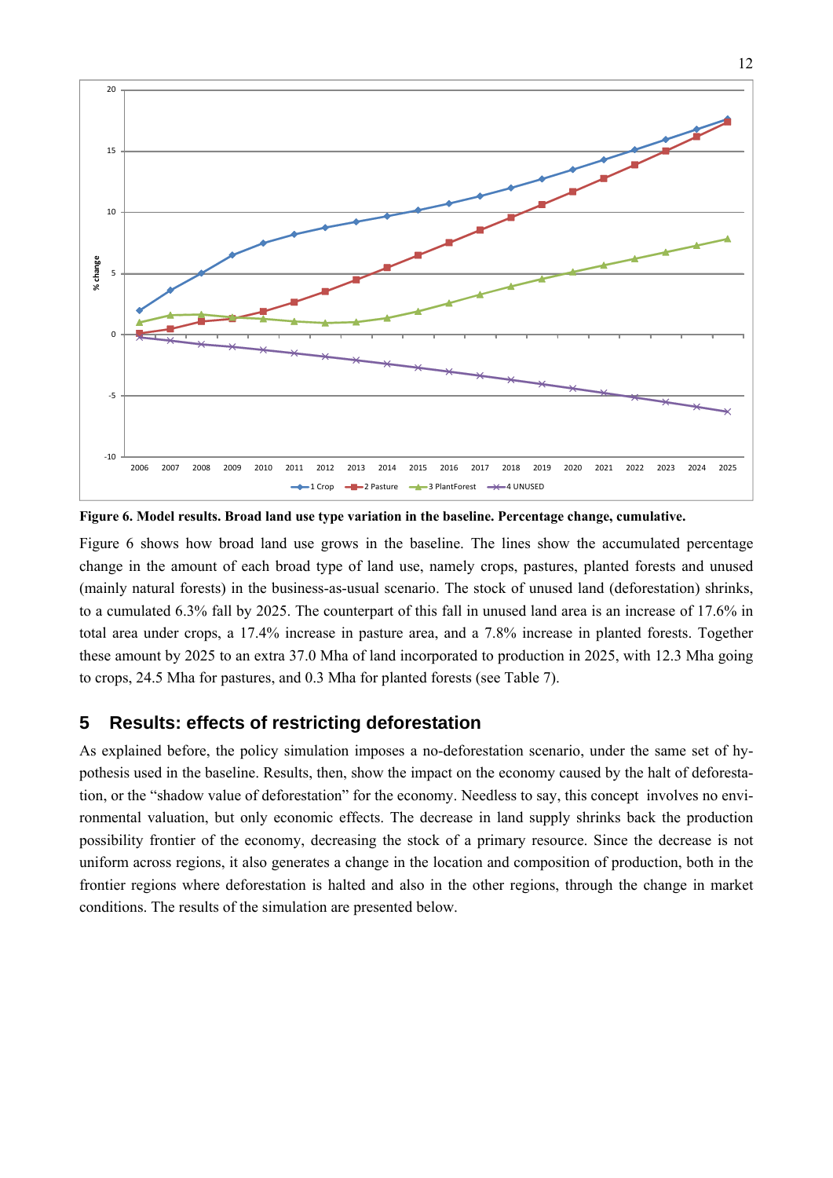Figure 6. Model results. Broad land use type variation in the baseline. Percentage change, cumulative.

Figure 6 shows how broad land use grows in the baseline. The lines show the accumulated percentage change in the amount of each broad type of land use, namely crops, pastures, planted forests and unused (mainly natural forests) in the business-as-usual scenario. The stock of unused land (deforestation) shrinks, to a cumulated 6.3% fall by 2025. The counterpart of this fall in unused land area is an increase of 17.6% in total area under crops, a 17.4% increase in pasture area, and a 7.8% increase in planted forests. Together these amount by 2025 to an extra 37.0 Mha of land incorporated to production in 2025, with 12.3 Mha going to crops, 24.5 Mha for pastures, and 0.3 Mha for planted forests (see Table 7).

## 5 Results: effects of restricting deforestation

As explained before, the policy simulation imposes a no-deforestation scenario, under the same set of hypothesis used in the baseline. Results, then, show the impact on the economy caused by the halt of deforestation, or the "shadow value of deforestation" for the economy. Needless to say, this concept involves no environmental valuation, but only economic effects. The decrease in land supply shrinks back the production possibility frontier of the economy, decreasing the stock of a primary resource. Since the decrease is not uniform across regions, it also generates a change in the location and composition of production, both in the frontier regions where deforestation is halted and also in the other regions, through the change in market conditions. The results of the simulation are presented below.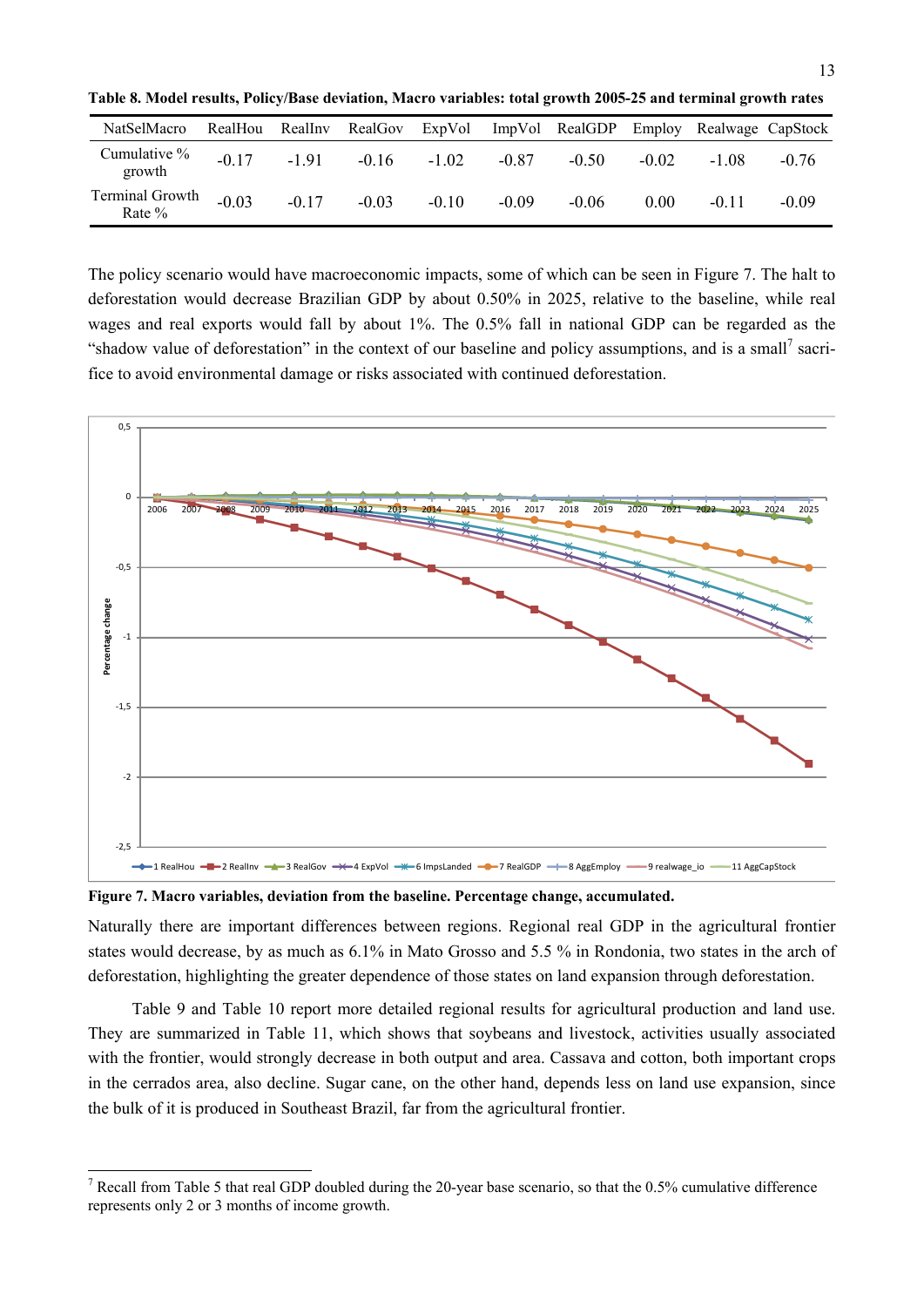**Table 8. Model results, Policy/Base deviation, Macro variables: total growth 2005-25 and terminal growth rates**

| NatSelMacro | RealHou | RealInv | RealGov | ExpVol | ImpVol | RealGDP | Employ | Realwage | CapStock |
|---|---|---|---|---|---|---|---|---|---|
| Cumulative % growth | -0.17 | -1.91 | -0.16 | -1.02 | -0.87 | -0.50 | -0.02 | -1.08 | -0.76 |
| Terminal Growth Rate % | -0.03 | -0.17 | -0.03 | -0.10 | -0.09 | -0.06 | 0.00 | -0.11 | -0.09 |

The policy scenario would have macroeconomic impacts, some of which can be seen in Figure 7. The halt to deforestation would decrease Brazilian GDP by about 0.50% in 2025, relative to the baseline, while real wages and real exports would fall by about 1%. The 0.5% fall in national GDP can be regarded as the "shadow value of deforestation" in the context of our baseline and policy assumptions, and is a small[7] sacrifice to avoid environmental damage or risks associated with continued deforestation.

**Figure 7. Macro variables, deviation from the baseline. Percentage change, accumulated.**

Naturally there are important differences between regions. Regional real GDP in the agricultural frontier states would decrease, by as much as 6.1% in Mato Grosso and 5.5 % in Rondonia, two states in the arch of deforestation, highlighting the greater dependence of those states on land expansion through deforestation.

Table 9 and Table 10 report more detailed regional results for agricultural production and land use. They are summarized in Table 11, which shows that soybeans and livestock, activities usually associated with the frontier, would strongly decrease in both output and area. Cassava and cotton, both important crops in the cerrados area, also decline. Sugar cane, on the other hand, depends less on land use expansion, since the bulk of it is produced in Southeast Brazil, far from the agricultural frontier.

[7] Recall from Table 5 that real GDP doubled during the 20-year base scenario, so that the 0.5% cumulative difference represents only 2 or 3 months of income growth.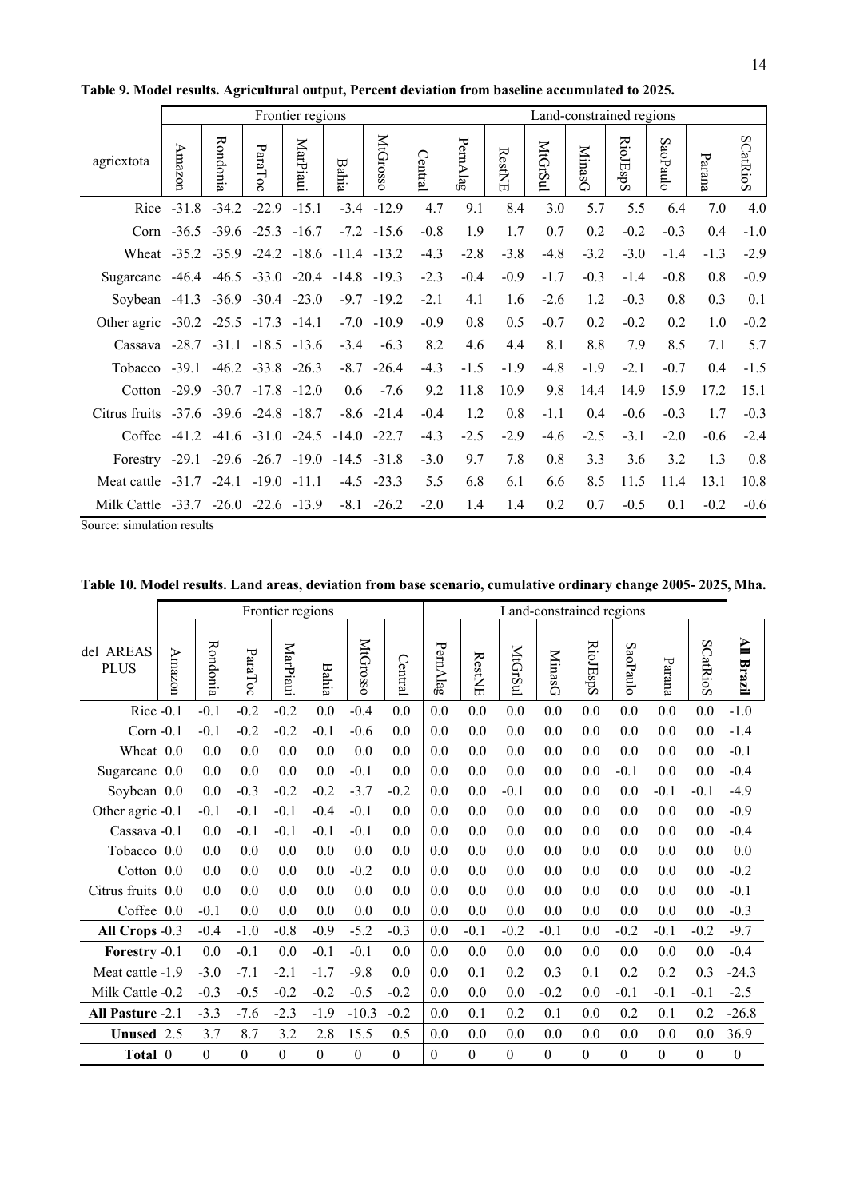**Table 9. Model results. Agricultural output, Percent deviation from baseline accumulated to 2025.**

| | Frontier regions | | | | | | | Land-constrained regions | | | | | | | | |
|---|---|---|---|---|---|---|---|---|---|---|---|---|---|---|---|---|
| agricxtota | Amazon | Rondonia | ParaToc | MarPiaui | Bahia | MtGrosso | Central | PernAlag | RestNE | MtGrSul | MinasG | RioJEspS | SaoPaulo | Parana | SCatRioS |
| Rice | -31.8 | -34.2 | -22.9 | -15.1 | -3.4 | -12.9 | 4.7 | 9.1 | 8.4 | 3.0 | 5.7 | 5.5 | 6.4 | 7.0 | 4.0 |
| Corn | -36.5 | -39.6 | -25.3 | -16.7 | -7.2 | -15.6 | -0.8 | 1.9 | 1.7 | 0.7 | 0.2 | -0.2 | -0.3 | 0.4 | -1.0 |
| Wheat | -35.2 | -35.9 | -24.2 | -18.6 | -11.4 | -13.2 | -4.3 | -2.8 | -3.8 | -4.8 | -3.2 | -3.0 | -1.4 | -1.3 | -2.9 |
| Sugarcane | -46.4 | -46.5 | -33.0 | -20.4 | -14.8 | -19.3 | -2.3 | -0.4 | -0.9 | -1.7 | -0.3 | -1.4 | -0.8 | 0.8 | -0.9 |
| Soybean | -41.3 | -36.9 | -30.4 | -23.0 | -9.7 | -19.2 | -2.1 | 4.1 | 1.6 | -2.6 | 1.2 | -0.3 | 0.8 | 0.3 | 0.1 |
| Other agric | -30.2 | -25.5 | -17.3 | -14.1 | -7.0 | -10.9 | -0.9 | 0.8 | 0.5 | -0.7 | 0.2 | -0.2 | 0.2 | 1.0 | -0.2 |
| Cassava | -28.7 | -31.1 | -18.5 | -13.6 | -3.4 | -6.3 | 8.2 | 4.6 | 4.4 | 8.1 | 8.8 | 7.9 | 8.5 | 7.1 | 5.7 |
| Tobacco | -39.1 | -46.2 | -33.8 | -26.3 | -8.7 | -26.4 | -4.3 | -1.5 | -1.9 | -4.8 | -1.9 | -2.1 | -0.7 | 0.4 | -1.5 |
| Cotton | -29.9 | -30.7 | -17.8 | -12.0 | 0.6 | -7.6 | 9.2 | 11.8 | 10.9 | 9.8 | 14.4 | 14.9 | 15.9 | 17.2 | 15.1 |
| Citrus fruits | -37.6 | -39.6 | -24.8 | -18.7 | -8.6 | -21.4 | -0.4 | 1.2 | 0.8 | -1.1 | 0.4 | -0.6 | -0.3 | 1.7 | -0.3 |
| Coffee | -41.2 | -41.6 | -31.0 | -24.5 | -14.0 | -22.7 | -4.3 | -2.5 | -2.9 | -4.6 | -2.5 | -3.1 | -2.0 | -0.6 | -2.4 |
| Forestry | -29.1 | -29.6 | -26.7 | -19.0 | -14.5 | -31.8 | -3.0 | 9.7 | 7.8 | 0.8 | 3.3 | 3.6 | 3.2 | 1.3 | 0.8 |
| Meat cattle | -31.7 | -24.1 | -19.0 | -11.1 | -4.5 | -23.3 | 5.5 | 6.8 | 6.1 | 6.6 | 8.5 | 11.5 | 11.4 | 13.1 | 10.8 |
| Milk Cattle | -33.7 | -26.0 | -22.6 | -13.9 | -8.1 | -26.2 | -2.0 | 1.4 | 1.4 | 0.2 | 0.7 | -0.5 | 0.1 | -0.2 | -0.6 |

Source: simulation results

**Table 10. Model results. Land areas, deviation from base scenario, cumulative ordinary change 2005- 2025, Mha.**

| | Frontier regions | | | | | | | Land-constrained regions | | | | | | | | | |
|---|---|---|---|---|---|---|---|---|---|---|---|---|---|---|---|---|---|
| del_AREAS PLUS | Amazon | Rondonia | ParaToc | MarPiaui | Bahia | MtGrosso | Central | PernAlag | RestNE | MtGrSul | MinasG | RioJEspS | SaoPaulo | Parana | SCatRioS | **All Brazil** |
| Rice | -0.1 | -0.1 | -0.2 | -0.2 | 0.0 | -0.4 | 0.0 | 0.0 | 0.0 | 0.0 | 0.0 | 0.0 | 0.0 | 0.0 | 0.0 | -1.0 |
| Corn | -0.1 | -0.1 | -0.2 | -0.2 | -0.1 | -0.6 | 0.0 | 0.0 | 0.0 | 0.0 | 0.0 | 0.0 | 0.0 | 0.0 | 0.0 | -1.4 |
| Wheat | 0.0 | 0.0 | 0.0 | 0.0 | 0.0 | 0.0 | 0.0 | 0.0 | 0.0 | 0.0 | 0.0 | 0.0 | 0.0 | 0.0 | 0.0 | -0.1 |
| Sugarcane | 0.0 | 0.0 | 0.0 | 0.0 | 0.0 | -0.1 | 0.0 | 0.0 | 0.0 | 0.0 | 0.0 | 0.0 | -0.1 | 0.0 | 0.0 | -0.4 |
| Soybean | 0.0 | 0.0 | -0.3 | -0.2 | -0.2 | -3.7 | -0.2 | 0.0 | 0.0 | -0.1 | 0.0 | 0.0 | 0.0 | -0.1 | -0.1 | -4.9 |
| Other agric | -0.1 | -0.1 | -0.1 | -0.1 | -0.1 | -0.1 | 0.0 | 0.0 | 0.0 | 0.0 | 0.0 | 0.0 | 0.0 | 0.0 | 0.0 | -0.9 |
| Cassava | -0.1 | 0.0 | -0.1 | -0.1 | -0.1 | -0.1 | 0.0 | 0.0 | 0.0 | 0.0 | 0.0 | 0.0 | 0.0 | 0.0 | 0.0 | -0.4 |
| Tobacco | 0.0 | 0.0 | 0.0 | 0.0 | 0.0 | 0.0 | 0.0 | 0.0 | 0.0 | 0.0 | 0.0 | 0.0 | 0.0 | 0.0 | 0.0 | 0.0 |
| Cotton | 0.0 | 0.0 | 0.0 | 0.0 | 0.0 | -0.2 | 0.0 | 0.0 | 0.0 | 0.0 | 0.0 | 0.0 | 0.0 | 0.0 | 0.0 | -0.2 |
| Citrus fruits | 0.0 | 0.0 | 0.0 | 0.0 | 0.0 | 0.0 | 0.0 | 0.0 | 0.0 | 0.0 | 0.0 | 0.0 | 0.0 | 0.0 | 0.0 | -0.1 |
| Coffee | 0.0 | -0.1 | 0.0 | 0.0 | 0.0 | 0.0 | 0.0 | 0.0 | 0.0 | 0.0 | 0.0 | 0.0 | 0.0 | 0.0 | 0.0 | -0.3 |
| **All Crops** | -0.3 | -0.4 | -1.0 | -0.8 | -0.9 | -5.2 | -0.3 | 0.0 | -0.1 | -0.2 | -0.1 | 0.0 | -0.2 | -0.1 | -0.2 | -9.7 |
| **Forestry** | -0.1 | 0.0 | -0.1 | 0.0 | -0.1 | -0.1 | 0.0 | 0.0 | 0.0 | 0.0 | 0.0 | 0.0 | 0.0 | 0.0 | 0.0 | -0.4 |
| Meat cattle | -1.9 | -3.0 | -7.1 | -2.1 | -1.7 | -9.8 | 0.0 | 0.0 | 0.1 | 0.2 | 0.3 | 0.1 | 0.2 | 0.2 | 0.3 | -24.3 |
| Milk Cattle | -0.2 | -0.3 | -0.5 | -0.2 | -0.2 | -0.5 | -0.2 | 0.0 | 0.0 | 0.0 | -0.2 | 0.0 | -0.1 | -0.1 | -0.1 | -2.5 |
| **All Pasture** | -2.1 | -3.3 | -7.6 | -2.3 | -1.9 | -10.3 | -0.2 | 0.0 | 0.1 | 0.2 | 0.1 | 0.0 | 0.2 | 0.1 | 0.2 | -26.8 |
| **Unused** | 2.5 | 3.7 | 8.7 | 3.2 | 2.8 | 15.5 | 0.5 | 0.0 | 0.0 | 0.0 | 0.0 | 0.0 | 0.0 | 0.0 | 0.0 | 36.9 |
| **Total** | 0 | 0 | 0 | 0 | 0 | 0 | 0 | 0 | 0 | 0 | 0 | 0 | 0 | 0 | 0 | 0 |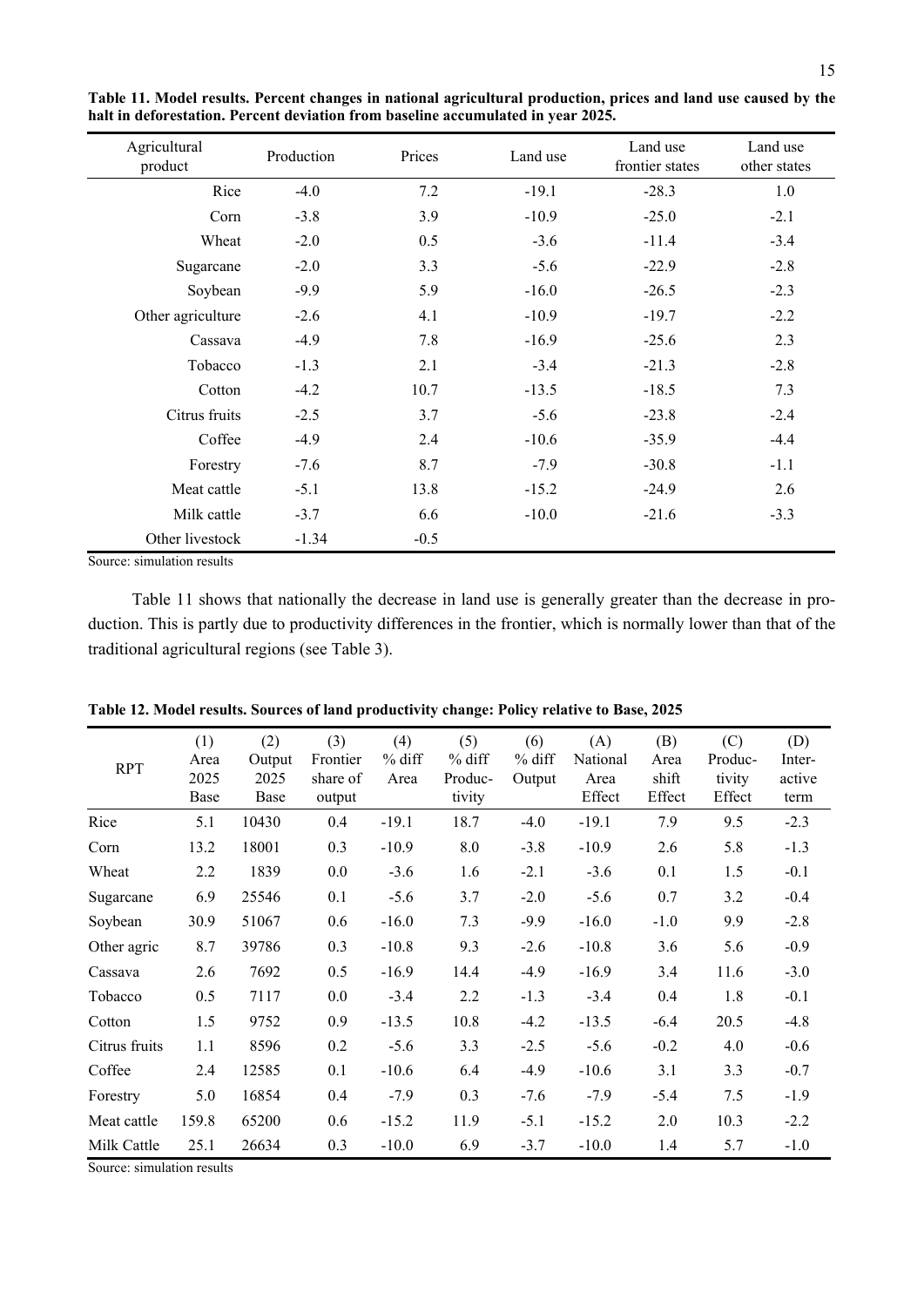**Table 11. Model results. Percent changes in national agricultural production, prices and land use caused by the halt in deforestation. Percent deviation from baseline accumulated in year 2025.**

| Agricultural product | Production | Prices | Land use | Land use frontier states | Land use other states |
|---|---|---|---|---|---|
| Rice | -4.0 | 7.2 | -19.1 | -28.3 | 1.0 |
| Corn | -3.8 | 3.9 | -10.9 | -25.0 | -2.1 |
| Wheat | -2.0 | 0.5 | -3.6 | -11.4 | -3.4 |
| Sugarcane | -2.0 | 3.3 | -5.6 | -22.9 | -2.8 |
| Soybean | -9.9 | 5.9 | -16.0 | -26.5 | -2.3 |
| Other agriculture | -2.6 | 4.1 | -10.9 | -19.7 | -2.2 |
| Cassava | -4.9 | 7.8 | -16.9 | -25.6 | 2.3 |
| Tobacco | -1.3 | 2.1 | -3.4 | -21.3 | -2.8 |
| Cotton | -4.2 | 10.7 | -13.5 | -18.5 | 7.3 |
| Citrus fruits | -2.5 | 3.7 | -5.6 | -23.8 | -2.4 |
| Coffee | -4.9 | 2.4 | -10.6 | -35.9 | -4.4 |
| Forestry | -7.6 | 8.7 | -7.9 | -30.8 | -1.1 |
| Meat cattle | -5.1 | 13.8 | -15.2 | -24.9 | 2.6 |
| Milk cattle | -3.7 | 6.6 | -10.0 | -21.6 | -3.3 |
| Other livestock | -1.34 | -0.5 | | | |

Source: simulation results

Table 11 shows that nationally the decrease in land use is generally greater than the decrease in production. This is partly due to productivity differences in the frontier, which is normally lower than that of the traditional agricultural regions (see Table 3).

**Table 12. Model results. Sources of land productivity change: Policy relative to Base, 2025**

| RPT | (1) Area 2025 Base | (2) Output 2025 Base | (3) Frontier share of output | (4) % diff Area | (5) % diff Productivity | (6) % diff Output | (A) National Area Effect | (B) Area shift Effect | (C) Productivity Effect | (D) Interactive term |
|---|---|---|---|---|---|---|---|---|---|---|
| Rice | 5.1 | 10430 | 0.4 | -19.1 | 18.7 | -4.0 | -19.1 | 7.9 | 9.5 | -2.3 |
| Corn | 13.2 | 18001 | 0.3 | -10.9 | 8.0 | -3.8 | -10.9 | 2.6 | 5.8 | -1.3 |
| Wheat | 2.2 | 1839 | 0.0 | -3.6 | 1.6 | -2.1 | -3.6 | 0.1 | 1.5 | -0.1 |
| Sugarcane | 6.9 | 25546 | 0.1 | -5.6 | 3.7 | -2.0 | -5.6 | 0.7 | 3.2 | -0.4 |
| Soybean | 30.9 | 51067 | 0.6 | -16.0 | 7.3 | -9.9 | -16.0 | -1.0 | 9.9 | -2.8 |
| Other agric | 8.7 | 39786 | 0.3 | -10.8 | 9.3 | -2.6 | -10.8 | 3.6 | 5.6 | -0.9 |
| Cassava | 2.6 | 7692 | 0.5 | -16.9 | 14.4 | -4.9 | -16.9 | 3.4 | 11.6 | -3.0 |
| Tobacco | 0.5 | 7117 | 0.0 | -3.4 | 2.2 | -1.3 | -3.4 | 0.4 | 1.8 | -0.1 |
| Cotton | 1.5 | 9752 | 0.9 | -13.5 | 10.8 | -4.2 | -13.5 | -6.4 | 20.5 | -4.8 |
| Citrus fruits | 1.1 | 8596 | 0.2 | -5.6 | 3.3 | -2.5 | -5.6 | -0.2 | 4.0 | -0.6 |
| Coffee | 2.4 | 12585 | 0.1 | -10.6 | 6.4 | -4.9 | -10.6 | 3.1 | 3.3 | -0.7 |
| Forestry | 5.0 | 16854 | 0.4 | -7.9 | 0.3 | -7.6 | -7.9 | -5.4 | 7.5 | -1.9 |
| Meat cattle | 159.8 | 65200 | 0.6 | -15.2 | 11.9 | -5.1 | -15.2 | 2.0 | 10.3 | -2.2 |
| Milk Cattle | 25.1 | 26634 | 0.3 | -10.0 | 6.9 | -3.7 | -10.0 | 1.4 | 5.7 | -1.0 |

Source: simulation results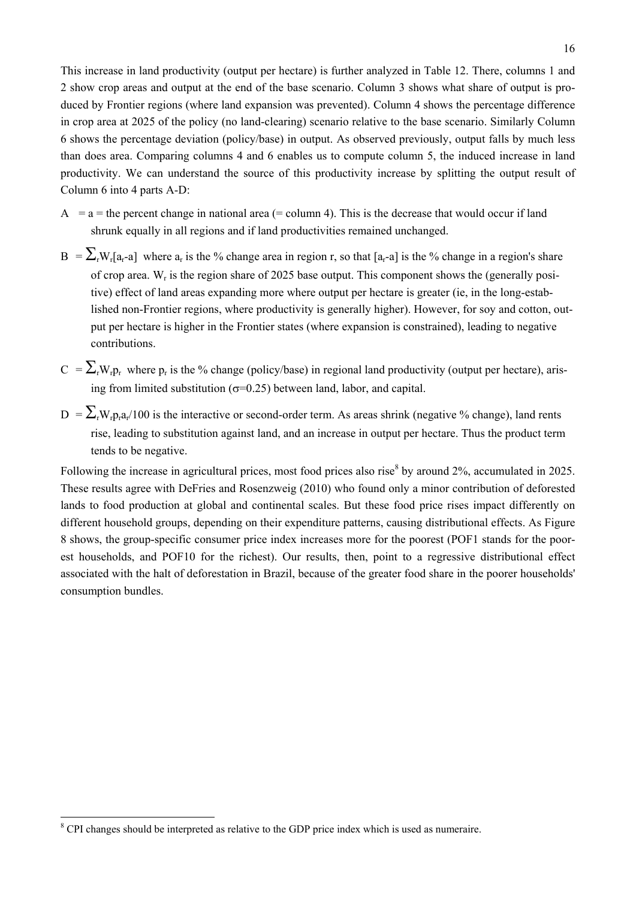This increase in land productivity (output per hectare) is further analyzed in Table 12. There, columns 1 and 2 show crop areas and output at the end of the base scenario. Column 3 shows what share of output is produced by Frontier regions (where land expansion was prevented). Column 4 shows the percentage difference in crop area at 2025 of the policy (no land-clearing) scenario relative to the base scenario. Similarly Column 6 shows the percentage deviation (policy/base) in output. As observed previously, output falls by much less than does area. Comparing columns 4 and 6 enables us to compute column 5, the induced increase in land productivity. We can understand the source of this productivity increase by splitting the output result of Column 6 into 4 parts A-D:

A = a = the percent change in national area (= column 4). This is the decrease that would occur if land shrunk equally in all regions and if land productivities remained unchanged.

B = $\sum_r W_r[a_r - a]$ where $a_r$ is the % change area in region r, so that $[a_r - a]$ is the % change in a region's share of crop area. $W_r$ is the region share of 2025 base output. This component shows the (generally positive) effect of land areas expanding more where output per hectare is greater (ie, in the long-established non-Frontier regions, where productivity is generally higher). However, for soy and cotton, output per hectare is higher in the Frontier states (where expansion is constrained), leading to negative contributions.

C = $\sum_r W_r p_r$ where $p_r$ is the % change (policy/base) in regional land productivity (output per hectare), arising from limited substitution ($\sigma$=0.25) between land, labor, and capital.

D = $\sum_r W_r p_r a_r/100$ is the interactive or second-order term. As areas shrink (negative % change), land rents rise, leading to substitution against land, and an increase in output per hectare. Thus the product term tends to be negative.

Following the increase in agricultural prices, most food prices also rise[8] by around 2%, accumulated in 2025. These results agree with DeFries and Rosenzweig (2010) who found only a minor contribution of deforested lands to food production at global and continental scales. But these food price rises impact differently on different household groups, depending on their expenditure patterns, causing distributional effects. As Figure 8 shows, the group-specific consumer price index increases more for the poorest (POF1 stands for the poorest households, and POF10 for the richest). Our results, then, point to a regressive distributional effect associated with the halt of deforestation in Brazil, because of the greater food share in the poorer households' consumption bundles.

[8] CPI changes should be interpreted as relative to the GDP price index which is used as numeraire.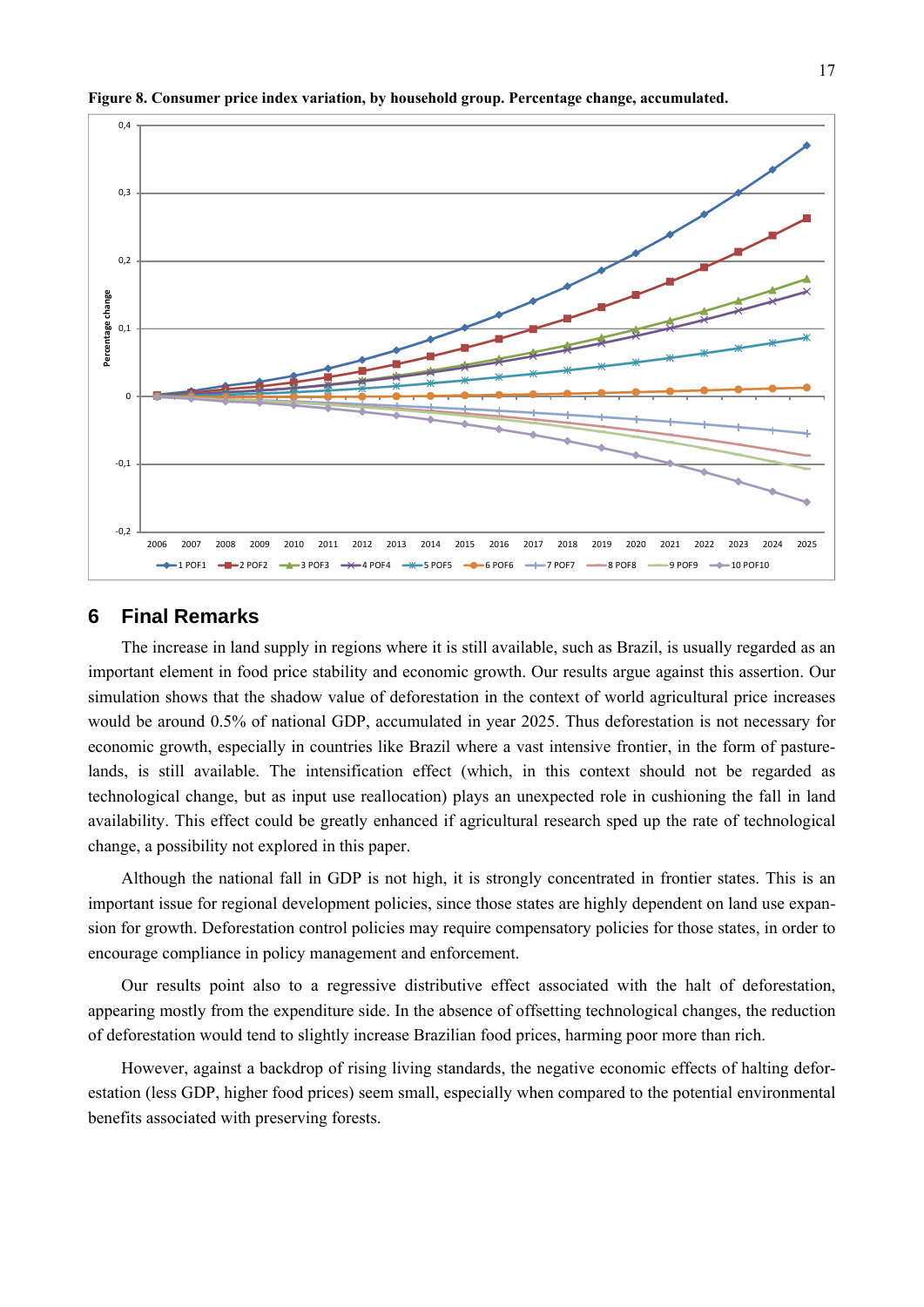**Figure 8. Consumer price index variation, by household group. Percentage change, accumulated.**

## 6 Final Remarks

The increase in land supply in regions where it is still available, such as Brazil, is usually regarded as an important element in food price stability and economic growth. Our results argue against this assertion. Our simulation shows that the shadow value of deforestation in the context of world agricultural price increases would be around 0.5% of national GDP, accumulated in year 2025. Thus deforestation is not necessary for economic growth, especially in countries like Brazil where a vast intensive frontier, in the form of pasture-lands, is still available. The intensification effect (which, in this context should not be regarded as technological change, but as input use reallocation) plays an unexpected role in cushioning the fall in land availability. This effect could be greatly enhanced if agricultural research sped up the rate of technological change, a possibility not explored in this paper.

Although the national fall in GDP is not high, it is strongly concentrated in frontier states. This is an important issue for regional development policies, since those states are highly dependent on land use expansion for growth. Deforestation control policies may require compensatory policies for those states, in order to encourage compliance in policy management and enforcement.

Our results point also to a regressive distributive effect associated with the halt of deforestation, appearing mostly from the expenditure side. In the absence of offsetting technological changes, the reduction of deforestation would tend to slightly increase Brazilian food prices, harming poor more than rich.

However, against a backdrop of rising living standards, the negative economic effects of halting deforestation (less GDP, higher food prices) seem small, especially when compared to the potential environmental benefits associated with preserving forests.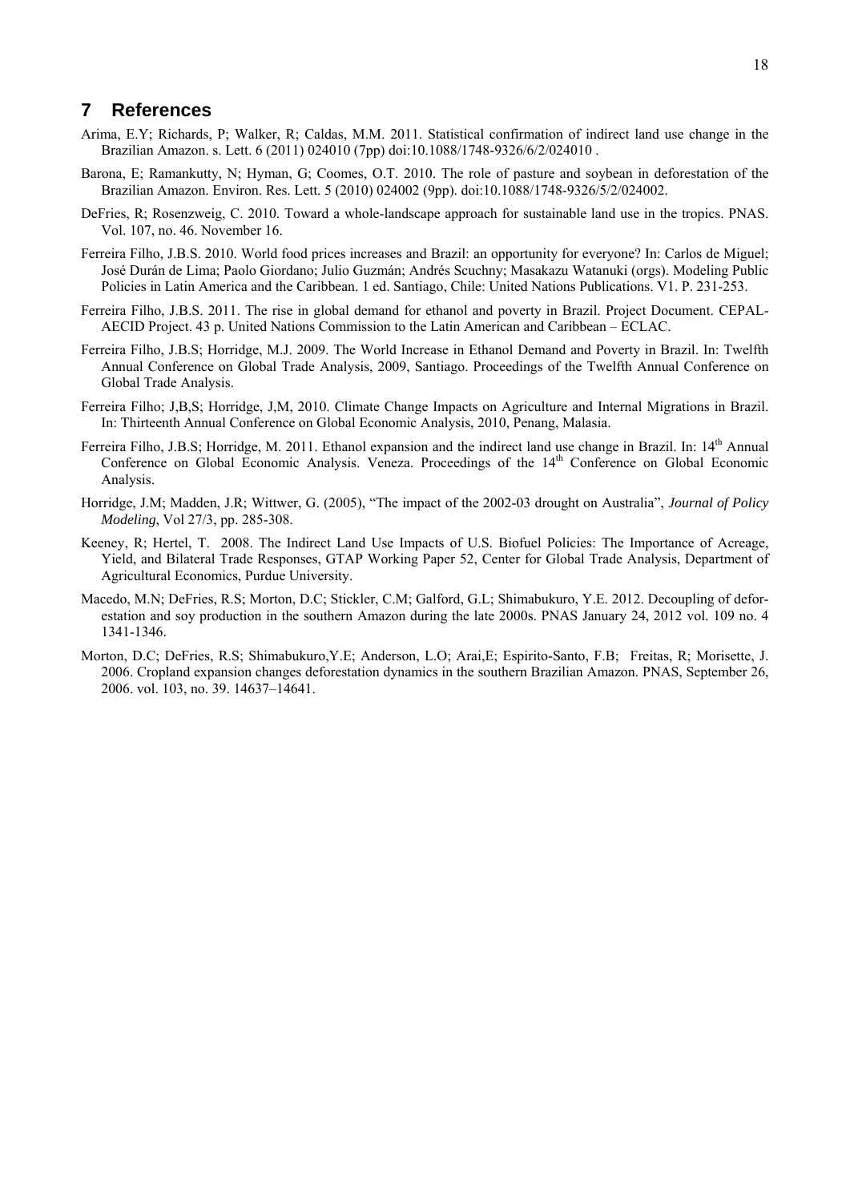# 7 References

Arima, E.Y; Richards, P; Walker, R; Caldas, M.M. 2011. Statistical confirmation of indirect land use change in the Brazilian Amazon. s. Lett. 6 (2011) 024010 (7pp) doi:10.1088/1748-9326/6/2/024010 .

Barona, E; Ramankutty, N; Hyman, G; Coomes, O.T. 2010. The role of pasture and soybean in deforestation of the Brazilian Amazon. Environ. Res. Lett. 5 (2010) 024002 (9pp). doi:10.1088/1748-9326/5/2/024002.

DeFries, R; Rosenzweig, C. 2010. Toward a whole-landscape approach for sustainable land use in the tropics. PNAS. Vol. 107, no. 46. November 16.

Ferreira Filho, J.B.S. 2010. World food prices increases and Brazil: an opportunity for everyone? In: Carlos de Miguel; José Durán de Lima; Paolo Giordano; Julio Guzmán; Andrés Scuchny; Masakazu Watanuki (orgs). Modeling Public Policies in Latin America and the Caribbean. 1 ed. Santiago, Chile: United Nations Publications. V1. P. 231-253.

Ferreira Filho, J.B.S. 2011. The rise in global demand for ethanol and poverty in Brazil. Project Document. CEPAL-AECID Project. 43 p. United Nations Commission to the Latin American and Caribbean – ECLAC.

Ferreira Filho, J.B.S; Horridge, M.J. 2009. The World Increase in Ethanol Demand and Poverty in Brazil. In: Twelfth Annual Conference on Global Trade Analysis, 2009, Santiago. Proceedings of the Twelfth Annual Conference on Global Trade Analysis.

Ferreira Filho; J,B,S; Horridge, J,M, 2010. Climate Change Impacts on Agriculture and Internal Migrations in Brazil. In: Thirteenth Annual Conference on Global Economic Analysis, 2010, Penang, Malasia.

Ferreira Filho, J.B.S; Horridge, M. 2011. Ethanol expansion and the indirect land use change in Brazil. In: 14th Annual Conference on Global Economic Analysis. Veneza. Proceedings of the 14th Conference on Global Economic Analysis.

Horridge, J.M; Madden, J.R; Wittwer, G. (2005), "The impact of the 2002-03 drought on Australia", *Journal of Policy Modeling*, Vol 27/3, pp. 285-308.

Keeney, R; Hertel, T. 2008. The Indirect Land Use Impacts of U.S. Biofuel Policies: The Importance of Acreage, Yield, and Bilateral Trade Responses, GTAP Working Paper 52, Center for Global Trade Analysis, Department of Agricultural Economics, Purdue University.

Macedo, M.N; DeFries, R.S; Morton, D.C; Stickler, C.M; Galford, G.L; Shimabukuro, Y.E. 2012. Decoupling of deforestation and soy production in the southern Amazon during the late 2000s. PNAS January 24, 2012 vol. 109 no. 4 1341-1346.

Morton, D.C; DeFries, R.S; Shimabukuro,Y.E; Anderson, L.O; Arai,E; Espirito-Santo, F.B; Freitas, R; Morisette, J. 2006. Cropland expansion changes deforestation dynamics in the southern Brazilian Amazon. PNAS, September 26, 2006. vol. 103, no. 39. 14637–14641.